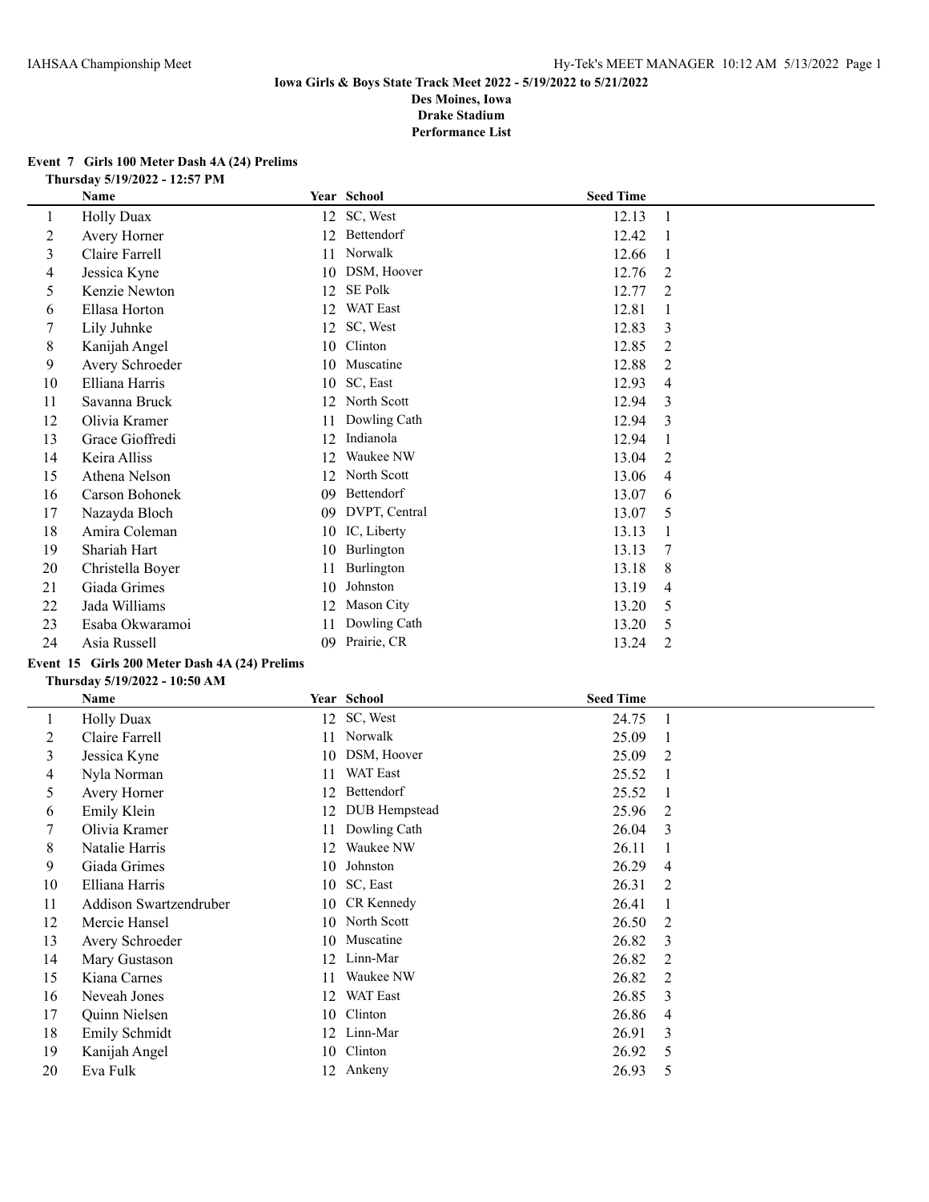**Iowa Girls & Boys State Track Meet 2022 - 5/19/2022 to 5/21/2022**
**Des Moines, Iowa**
**Drake Stadium**
**Performance List**

### Event 7 Girls 100 Meter Dash 4A (24) Prelims

**Thursday 5/19/2022 - 12:57 PM**

| | Name | Year | School | Seed Time | |
|---|---|---|---|---|---|
| 1 | Holly Duax | 12 | SC, West | 12.13 | 1 |
| 2 | Avery Horner | 12 | Bettendorf | 12.42 | 1 |
| 3 | Claire Farrell | 11 | Norwalk | 12.66 | 1 |
| 4 | Jessica Kyne | 10 | DSM, Hoover | 12.76 | 2 |
| 5 | Kenzie Newton | 12 | SE Polk | 12.77 | 2 |
| 6 | Ellasa Horton | 12 | WAT East | 12.81 | 1 |
| 7 | Lily Juhnke | 12 | SC, West | 12.83 | 3 |
| 8 | Kanijah Angel | 10 | Clinton | 12.85 | 2 |
| 9 | Avery Schroeder | 10 | Muscatine | 12.88 | 2 |
| 10 | Elliana Harris | 10 | SC, East | 12.93 | 4 |
| 11 | Savanna Bruck | 12 | North Scott | 12.94 | 3 |
| 12 | Olivia Kramer | 11 | Dowling Cath | 12.94 | 3 |
| 13 | Grace Gioffredi | 12 | Indianola | 12.94 | 1 |
| 14 | Keira Alliss | 12 | Waukee NW | 13.04 | 2 |
| 15 | Athena Nelson | 12 | North Scott | 13.06 | 4 |
| 16 | Carson Bohonek | 09 | Bettendorf | 13.07 | 6 |
| 17 | Nazayda Bloch | 09 | DVPT, Central | 13.07 | 5 |
| 18 | Amira Coleman | 10 | IC, Liberty | 13.13 | 1 |
| 19 | Shariah Hart | 10 | Burlington | 13.13 | 7 |
| 20 | Christella Boyer | 11 | Burlington | 13.18 | 8 |
| 21 | Giada Grimes | 10 | Johnston | 13.19 | 4 |
| 22 | Jada Williams | 12 | Mason City | 13.20 | 5 |
| 23 | Esaba Okwaramoi | 11 | Dowling Cath | 13.20 | 5 |
| 24 | Asia Russell | 09 | Prairie, CR | 13.24 | 2 |

### Event 15 Girls 200 Meter Dash 4A (24) Prelims

**Thursday 5/19/2022 - 10:50 AM**

| | Name | Year | School | Seed Time | |
|---|---|---|---|---|---|
| 1 | Holly Duax | 12 | SC, West | 24.75 | 1 |
| 2 | Claire Farrell | 11 | Norwalk | 25.09 | 1 |
| 3 | Jessica Kyne | 10 | DSM, Hoover | 25.09 | 2 |
| 4 | Nyla Norman | 11 | WAT East | 25.52 | 1 |
| 5 | Avery Horner | 12 | Bettendorf | 25.52 | 1 |
| 6 | Emily Klein | 12 | DUB Hempstead | 25.96 | 2 |
| 7 | Olivia Kramer | 11 | Dowling Cath | 26.04 | 3 |
| 8 | Natalie Harris | 12 | Waukee NW | 26.11 | 1 |
| 9 | Giada Grimes | 10 | Johnston | 26.29 | 4 |
| 10 | Elliana Harris | 10 | SC, East | 26.31 | 2 |
| 11 | Addison Swartzendruber | 10 | CR Kennedy | 26.41 | 1 |
| 12 | Mercie Hansel | 10 | North Scott | 26.50 | 2 |
| 13 | Avery Schroeder | 10 | Muscatine | 26.82 | 3 |
| 14 | Mary Gustason | 12 | Linn-Mar | 26.82 | 2 |
| 15 | Kiana Carnes | 11 | Waukee NW | 26.82 | 2 |
| 16 | Neveah Jones | 12 | WAT East | 26.85 | 3 |
| 17 | Quinn Nielsen | 10 | Clinton | 26.86 | 4 |
| 18 | Emily Schmidt | 12 | Linn-Mar | 26.91 | 3 |
| 19 | Kanijah Angel | 10 | Clinton | 26.92 | 5 |
| 20 | Eva Fulk | 12 | Ankeny | 26.93 | 5 |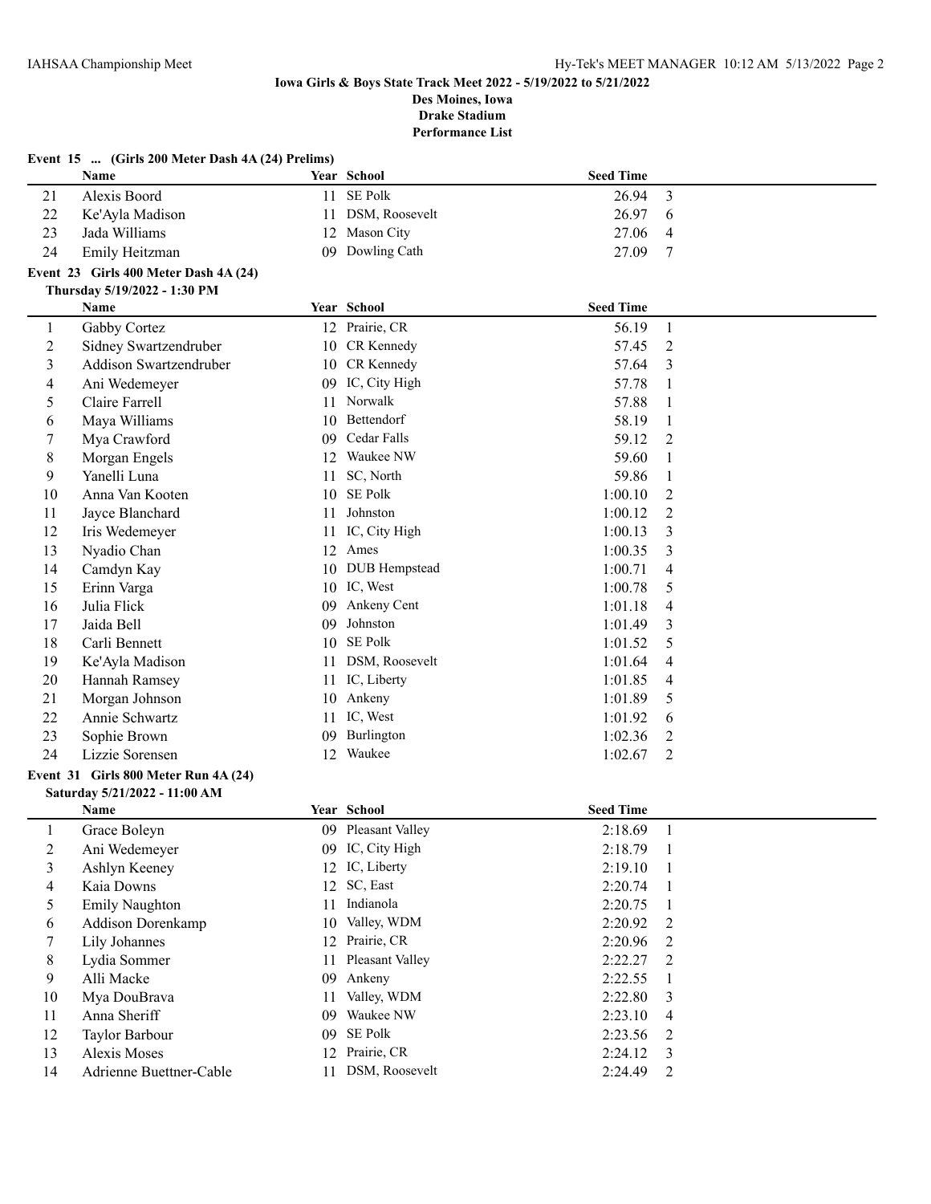**Iowa Girls & Boys State Track Meet 2022 - 5/19/2022 to 5/21/2022**
**Des Moines, Iowa**
**Drake Stadium**
**Performance List**

**Event 15 ... (Girls 200 Meter Dash 4A (24) Prelims)**

| | Name | Year | School | Seed Time | |
|---|---|---|---|---|---|
| 21 | Alexis Boord | 11 | SE Polk | 26.94 | 3 |
| 22 | Ke'Ayla Madison | 11 | DSM, Roosevelt | 26.97 | 6 |
| 23 | Jada Williams | 12 | Mason City | 27.06 | 4 |
| 24 | Emily Heitzman | 09 | Dowling Cath | 27.09 | 7 |

**Event 23 Girls 400 Meter Dash 4A (24)**
**Thursday 5/19/2022 - 1:30 PM**

| | Name | Year | School | Seed Time | |
|---|---|---|---|---|---|
| 1 | Gabby Cortez | 12 | Prairie, CR | 56.19 | 1 |
| 2 | Sidney Swartzendruber | 10 | CR Kennedy | 57.45 | 2 |
| 3 | Addison Swartzendruber | 10 | CR Kennedy | 57.64 | 3 |
| 4 | Ani Wedemeyer | 09 | IC, City High | 57.78 | 1 |
| 5 | Claire Farrell | 11 | Norwalk | 57.88 | 1 |
| 6 | Maya Williams | 10 | Bettendorf | 58.19 | 1 |
| 7 | Mya Crawford | 09 | Cedar Falls | 59.12 | 2 |
| 8 | Morgan Engels | 12 | Waukee NW | 59.60 | 1 |
| 9 | Yanelli Luna | 11 | SC, North | 59.86 | 1 |
| 10 | Anna Van Kooten | 10 | SE Polk | 1:00.10 | 2 |
| 11 | Jayce Blanchard | 11 | Johnston | 1:00.12 | 2 |
| 12 | Iris Wedemeyer | 11 | IC, City High | 1:00.13 | 3 |
| 13 | Nyadio Chan | 12 | Ames | 1:00.35 | 3 |
| 14 | Camdyn Kay | 10 | DUB Hempstead | 1:00.71 | 4 |
| 15 | Erinn Varga | 10 | IC, West | 1:00.78 | 5 |
| 16 | Julia Flick | 09 | Ankeny Cent | 1:01.18 | 4 |
| 17 | Jaida Bell | 09 | Johnston | 1:01.49 | 3 |
| 18 | Carli Bennett | 10 | SE Polk | 1:01.52 | 5 |
| 19 | Ke'Ayla Madison | 11 | DSM, Roosevelt | 1:01.64 | 4 |
| 20 | Hannah Ramsey | 11 | IC, Liberty | 1:01.85 | 4 |
| 21 | Morgan Johnson | 10 | Ankeny | 1:01.89 | 5 |
| 22 | Annie Schwartz | 11 | IC, West | 1:01.92 | 6 |
| 23 | Sophie Brown | 09 | Burlington | 1:02.36 | 2 |
| 24 | Lizzie Sorensen | 12 | Waukee | 1:02.67 | 2 |

**Event 31 Girls 800 Meter Run 4A (24)**
**Saturday 5/21/2022 - 11:00 AM**

| | Name | Year | School | Seed Time | |
|---|---|---|---|---|---|
| 1 | Grace Boleyn | 09 | Pleasant Valley | 2:18.69 | 1 |
| 2 | Ani Wedemeyer | 09 | IC, City High | 2:18.79 | 1 |
| 3 | Ashlyn Keeney | 12 | IC, Liberty | 2:19.10 | 1 |
| 4 | Kaia Downs | 12 | SC, East | 2:20.74 | 1 |
| 5 | Emily Naughton | 11 | Indianola | 2:20.75 | 1 |
| 6 | Addison Dorenkamp | 10 | Valley, WDM | 2:20.92 | 2 |
| 7 | Lily Johannes | 12 | Prairie, CR | 2:20.96 | 2 |
| 8 | Lydia Sommer | 11 | Pleasant Valley | 2:22.27 | 2 |
| 9 | Alli Macke | 09 | Ankeny | 2:22.55 | 1 |
| 10 | Mya DouBrava | 11 | Valley, WDM | 2:22.80 | 3 |
| 11 | Anna Sheriff | 09 | Waukee NW | 2:23.10 | 4 |
| 12 | Taylor Barbour | 09 | SE Polk | 2:23.56 | 2 |
| 13 | Alexis Moses | 12 | Prairie, CR | 2:24.12 | 3 |
| 14 | Adrienne Buettner-Cable | 11 | DSM, Roosevelt | 2:24.49 | 2 |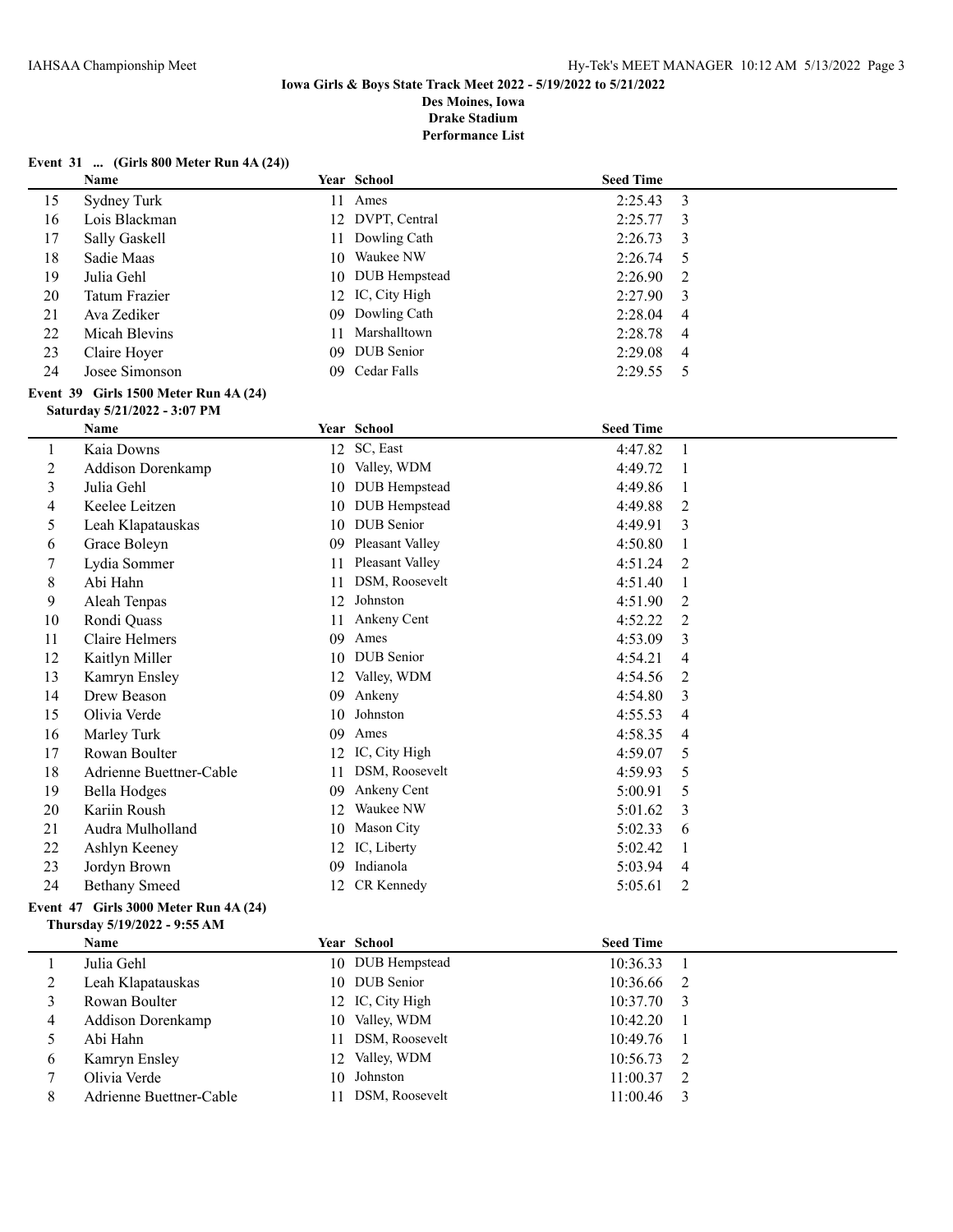**Iowa Girls & Boys State Track Meet 2022 - 5/19/2022 to 5/21/2022**
**Des Moines, Iowa**
**Drake Stadium**
**Performance List**

### Event 31 ... (Girls 800 Meter Run 4A (24))

| | Name | Year | School | Seed Time | |
|---|---|---|---|---|---|
| 15 | Sydney Turk | 11 | Ames | 2:25.43 | 3 |
| 16 | Lois Blackman | 12 | DVPT, Central | 2:25.77 | 3 |
| 17 | Sally Gaskell | 11 | Dowling Cath | 2:26.73 | 3 |
| 18 | Sadie Maas | 10 | Waukee NW | 2:26.74 | 5 |
| 19 | Julia Gehl | 10 | DUB Hempstead | 2:26.90 | 2 |
| 20 | Tatum Frazier | 12 | IC, City High | 2:27.90 | 3 |
| 21 | Ava Zediker | 09 | Dowling Cath | 2:28.04 | 4 |
| 22 | Micah Blevins | 11 | Marshalltown | 2:28.78 | 4 |
| 23 | Claire Hoyer | 09 | DUB Senior | 2:29.08 | 4 |
| 24 | Josee Simonson | 09 | Cedar Falls | 2:29.55 | 5 |

### Event 39 Girls 1500 Meter Run 4A (24)

**Saturday 5/21/2022 - 3:07 PM**

| | Name | Year | School | Seed Time | |
|---|---|---|---|---|---|
| 1 | Kaia Downs | 12 | SC, East | 4:47.82 | 1 |
| 2 | Addison Dorenkamp | 10 | Valley, WDM | 4:49.72 | 1 |
| 3 | Julia Gehl | 10 | DUB Hempstead | 4:49.86 | 1 |
| 4 | Keelee Leitzen | 10 | DUB Hempstead | 4:49.88 | 2 |
| 5 | Leah Klapatauskas | 10 | DUB Senior | 4:49.91 | 3 |
| 6 | Grace Boleyn | 09 | Pleasant Valley | 4:50.80 | 1 |
| 7 | Lydia Sommer | 11 | Pleasant Valley | 4:51.24 | 2 |
| 8 | Abi Hahn | 11 | DSM, Roosevelt | 4:51.40 | 1 |
| 9 | Aleah Tenpas | 12 | Johnston | 4:51.90 | 2 |
| 10 | Rondi Quass | 11 | Ankeny Cent | 4:52.22 | 2 |
| 11 | Claire Helmers | 09 | Ames | 4:53.09 | 3 |
| 12 | Kaitlyn Miller | 10 | DUB Senior | 4:54.21 | 4 |
| 13 | Kamryn Ensley | 12 | Valley, WDM | 4:54.56 | 2 |
| 14 | Drew Beason | 09 | Ankeny | 4:54.80 | 3 |
| 15 | Olivia Verde | 10 | Johnston | 4:55.53 | 4 |
| 16 | Marley Turk | 09 | Ames | 4:58.35 | 4 |
| 17 | Rowan Boulter | 12 | IC, City High | 4:59.07 | 5 |
| 18 | Adrienne Buettner-Cable | 11 | DSM, Roosevelt | 4:59.93 | 5 |
| 19 | Bella Hodges | 09 | Ankeny Cent | 5:00.91 | 5 |
| 20 | Kariin Roush | 12 | Waukee NW | 5:01.62 | 3 |
| 21 | Audra Mulholland | 10 | Mason City | 5:02.33 | 6 |
| 22 | Ashlyn Keeney | 12 | IC, Liberty | 5:02.42 | 1 |
| 23 | Jordyn Brown | 09 | Indianola | 5:03.94 | 4 |
| 24 | Bethany Smeed | 12 | CR Kennedy | 5:05.61 | 2 |

### Event 47 Girls 3000 Meter Run 4A (24)

**Thursday 5/19/2022 - 9:55 AM**

| | Name | Year | School | Seed Time | |
|---|---|---|---|---|---|
| 1 | Julia Gehl | 10 | DUB Hempstead | 10:36.33 | 1 |
| 2 | Leah Klapatauskas | 10 | DUB Senior | 10:36.66 | 2 |
| 3 | Rowan Boulter | 12 | IC, City High | 10:37.70 | 3 |
| 4 | Addison Dorenkamp | 10 | Valley, WDM | 10:42.20 | 1 |
| 5 | Abi Hahn | 11 | DSM, Roosevelt | 10:49.76 | 1 |
| 6 | Kamryn Ensley | 12 | Valley, WDM | 10:56.73 | 2 |
| 7 | Olivia Verde | 10 | Johnston | 11:00.37 | 2 |
| 8 | Adrienne Buettner-Cable | 11 | DSM, Roosevelt | 11:00.46 | 3 |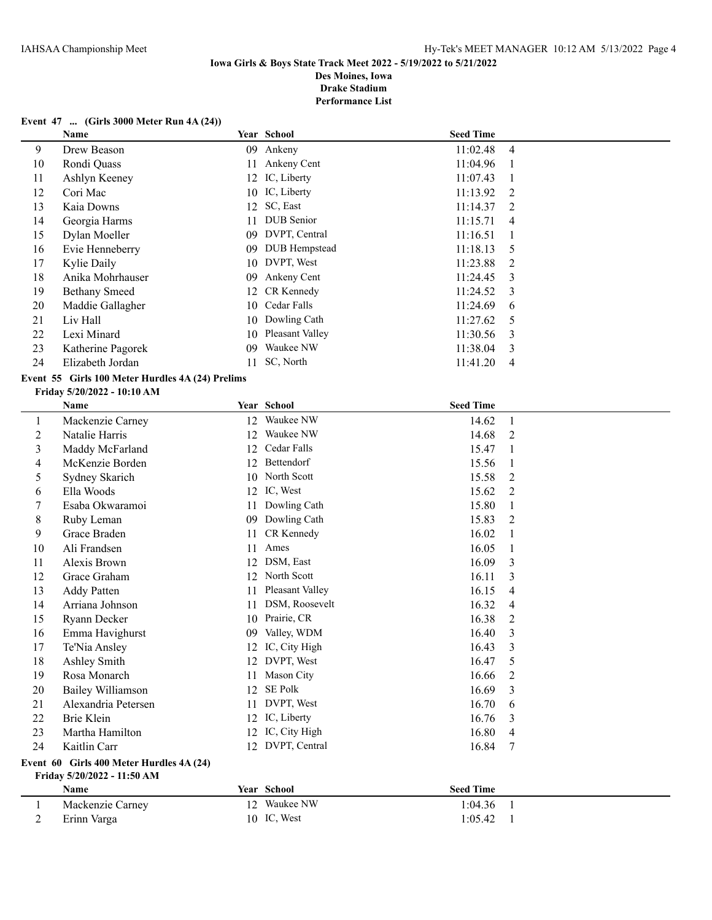**Iowa Girls & Boys State Track Meet 2022 - 5/19/2022 to 5/21/2022**
**Des Moines, Iowa**
**Drake Stadium**
**Performance List**

### Event 47 ... (Girls 3000 Meter Run 4A (24))

| | Name | Year | School | Seed Time | |
|---|---|---|---|---|---|
| 9 | Drew Beason | 09 | Ankeny | 11:02.48 | 4 |
| 10 | Rondi Quass | 11 | Ankeny Cent | 11:04.96 | 1 |
| 11 | Ashlyn Keeney | 12 | IC, Liberty | 11:07.43 | 1 |
| 12 | Cori Mac | 10 | IC, Liberty | 11:13.92 | 2 |
| 13 | Kaia Downs | 12 | SC, East | 11:14.37 | 2 |
| 14 | Georgia Harms | 11 | DUB Senior | 11:15.71 | 4 |
| 15 | Dylan Moeller | 09 | DVPT, Central | 11:16.51 | 1 |
| 16 | Evie Henneberry | 09 | DUB Hempstead | 11:18.13 | 5 |
| 17 | Kylie Daily | 10 | DVPT, West | 11:23.88 | 2 |
| 18 | Anika Mohrhauser | 09 | Ankeny Cent | 11:24.45 | 3 |
| 19 | Bethany Smeed | 12 | CR Kennedy | 11:24.52 | 3 |
| 20 | Maddie Gallagher | 10 | Cedar Falls | 11:24.69 | 6 |
| 21 | Liv Hall | 10 | Dowling Cath | 11:27.62 | 5 |
| 22 | Lexi Minard | 10 | Pleasant Valley | 11:30.56 | 3 |
| 23 | Katherine Pagorek | 09 | Waukee NW | 11:38.04 | 3 |
| 24 | Elizabeth Jordan | 11 | SC, North | 11:41.20 | 4 |

### Event 55 Girls 100 Meter Hurdles 4A (24) Prelims

**Friday 5/20/2022 - 10:10 AM**

| | Name | Year | School | Seed Time | |
|---|---|---|---|---|---|
| 1 | Mackenzie Carney | 12 | Waukee NW | 14.62 | 1 |
| 2 | Natalie Harris | 12 | Waukee NW | 14.68 | 2 |
| 3 | Maddy McFarland | 12 | Cedar Falls | 15.47 | 1 |
| 4 | McKenzie Borden | 12 | Bettendorf | 15.56 | 1 |
| 5 | Sydney Skarich | 10 | North Scott | 15.58 | 2 |
| 6 | Ella Woods | 12 | IC, West | 15.62 | 2 |
| 7 | Esaba Okwaramoi | 11 | Dowling Cath | 15.80 | 1 |
| 8 | Ruby Leman | 09 | Dowling Cath | 15.83 | 2 |
| 9 | Grace Braden | 11 | CR Kennedy | 16.02 | 1 |
| 10 | Ali Frandsen | 11 | Ames | 16.05 | 1 |
| 11 | Alexis Brown | 12 | DSM, East | 16.09 | 3 |
| 12 | Grace Graham | 12 | North Scott | 16.11 | 3 |
| 13 | Addy Patten | 11 | Pleasant Valley | 16.15 | 4 |
| 14 | Arriana Johnson | 11 | DSM, Roosevelt | 16.32 | 4 |
| 15 | Ryann Decker | 10 | Prairie, CR | 16.38 | 2 |
| 16 | Emma Havighurst | 09 | Valley, WDM | 16.40 | 3 |
| 17 | Te'Nia Ansley | 12 | IC, City High | 16.43 | 3 |
| 18 | Ashley Smith | 12 | DVPT, West | 16.47 | 5 |
| 19 | Rosa Monarch | 11 | Mason City | 16.66 | 2 |
| 20 | Bailey Williamson | 12 | SE Polk | 16.69 | 3 |
| 21 | Alexandria Petersen | 11 | DVPT, West | 16.70 | 6 |
| 22 | Brie Klein | 12 | IC, Liberty | 16.76 | 3 |
| 23 | Martha Hamilton | 12 | IC, City High | 16.80 | 4 |
| 24 | Kaitlin Carr | 12 | DVPT, Central | 16.84 | 7 |

### Event 60 Girls 400 Meter Hurdles 4A (24)

**Friday 5/20/2022 - 11:50 AM**

| | Name | Year | School | Seed Time | |
|---|---|---|---|---|---|
| 1 | Mackenzie Carney | 12 | Waukee NW | 1:04.36 | 1 |
| 2 | Erinn Varga | 10 | IC, West | 1:05.42 | 1 |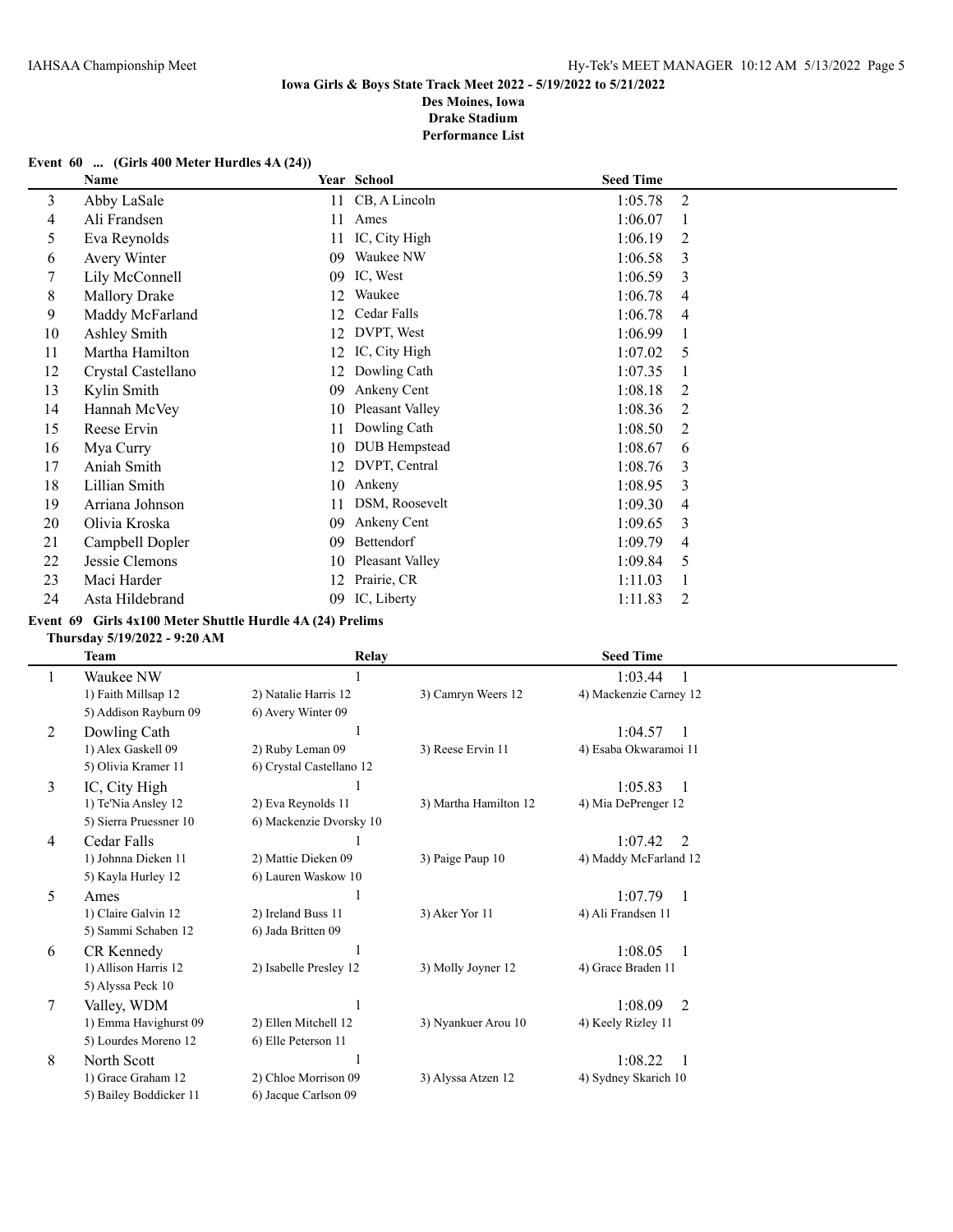**Iowa Girls & Boys State Track Meet 2022 - 5/19/2022 to 5/21/2022**
**Des Moines, Iowa**
**Drake Stadium**
**Performance List**

### Event 60 ... (Girls 400 Meter Hurdles 4A (24))

| | Name | Year | School | Seed Time | |
|---|---|---|---|---|---|
| 3 | Abby LaSale | 11 | CB, A Lincoln | 1:05.78 | 2 |
| 4 | Ali Frandsen | 11 | Ames | 1:06.07 | 1 |
| 5 | Eva Reynolds | 11 | IC, City High | 1:06.19 | 2 |
| 6 | Avery Winter | 09 | Waukee NW | 1:06.58 | 3 |
| 7 | Lily McConnell | 09 | IC, West | 1:06.59 | 3 |
| 8 | Mallory Drake | 12 | Waukee | 1:06.78 | 4 |
| 9 | Maddy McFarland | 12 | Cedar Falls | 1:06.78 | 4 |
| 10 | Ashley Smith | 12 | DVPT, West | 1:06.99 | 1 |
| 11 | Martha Hamilton | 12 | IC, City High | 1:07.02 | 5 |
| 12 | Crystal Castellano | 12 | Dowling Cath | 1:07.35 | 1 |
| 13 | Kylin Smith | 09 | Ankeny Cent | 1:08.18 | 2 |
| 14 | Hannah McVey | 10 | Pleasant Valley | 1:08.36 | 2 |
| 15 | Reese Ervin | 11 | Dowling Cath | 1:08.50 | 2 |
| 16 | Mya Curry | 10 | DUB Hempstead | 1:08.67 | 6 |
| 17 | Aniah Smith | 12 | DVPT, Central | 1:08.76 | 3 |
| 18 | Lillian Smith | 10 | Ankeny | 1:08.95 | 3 |
| 19 | Arriana Johnson | 11 | DSM, Roosevelt | 1:09.30 | 4 |
| 20 | Olivia Kroska | 09 | Ankeny Cent | 1:09.65 | 3 |
| 21 | Campbell Dopler | 09 | Bettendorf | 1:09.79 | 4 |
| 22 | Jessie Clemons | 10 | Pleasant Valley | 1:09.84 | 5 |
| 23 | Maci Harder | 12 | Prairie, CR | 1:11.03 | 1 |
| 24 | Asta Hildebrand | 09 | IC, Liberty | 1:11.83 | 2 |

### Event 69 Girls 4x100 Meter Shuttle Hurdle 4A (24) Prelims

**Thursday 5/19/2022 - 9:20 AM**

| | Team | Relay | | Seed Time | |
|---|---|---|---|---|---|
| 1 | Waukee NW | 1 | | 1:03.44 | 1 |
| | 1) Faith Millsap 12 | 2) Natalie Harris 12 | 3) Camryn Weers 12 | 4) Mackenzie Carney 12 | |
| | 5) Addison Rayburn 09 | 6) Avery Winter 09 | | | |
| 2 | Dowling Cath | 1 | | 1:04.57 | 1 |
| | 1) Alex Gaskell 09 | 2) Ruby Leman 09 | 3) Reese Ervin 11 | 4) Esaba Okwaramoi 11 | |
| | 5) Olivia Kramer 11 | 6) Crystal Castellano 12 | | | |
| 3 | IC, City High | 1 | | 1:05.83 | 1 |
| | 1) Te'Nia Ansley 12 | 2) Eva Reynolds 11 | 3) Martha Hamilton 12 | 4) Mia DePrenger 12 | |
| | 5) Sierra Pruessner 10 | 6) Mackenzie Dvorsky 10 | | | |
| 4 | Cedar Falls | 1 | | 1:07.42 | 2 |
| | 1) Johnna Dieken 11 | 2) Mattie Dieken 09 | 3) Paige Paup 10 | 4) Maddy McFarland 12 | |
| | 5) Kayla Hurley 12 | 6) Lauren Waskow 10 | | | |
| 5 | Ames | 1 | | 1:07.79 | 1 |
| | 1) Claire Galvin 12 | 2) Ireland Buss 11 | 3) Aker Yor 11 | 4) Ali Frandsen 11 | |
| | 5) Sammi Schaben 12 | 6) Jada Britten 09 | | | |
| 6 | CR Kennedy | 1 | | 1:08.05 | 1 |
| | 1) Allison Harris 12 | 2) Isabelle Presley 12 | 3) Molly Joyner 12 | 4) Grace Braden 11 | |
| | 5) Alyssa Peck 10 | | | | |
| 7 | Valley, WDM | 1 | | 1:08.09 | 2 |
| | 1) Emma Havighurst 09 | 2) Ellen Mitchell 12 | 3) Nyankuer Arou 10 | 4) Keely Rizley 11 | |
| | 5) Lourdes Moreno 12 | 6) Elle Peterson 11 | | | |
| 8 | North Scott | 1 | | 1:08.22 | 1 |
| | 1) Grace Graham 12 | 2) Chloe Morrison 09 | 3) Alyssa Atzen 12 | 4) Sydney Skarich 10 | |
| | 5) Bailey Boddicker 11 | 6) Jacque Carlson 09 | | | |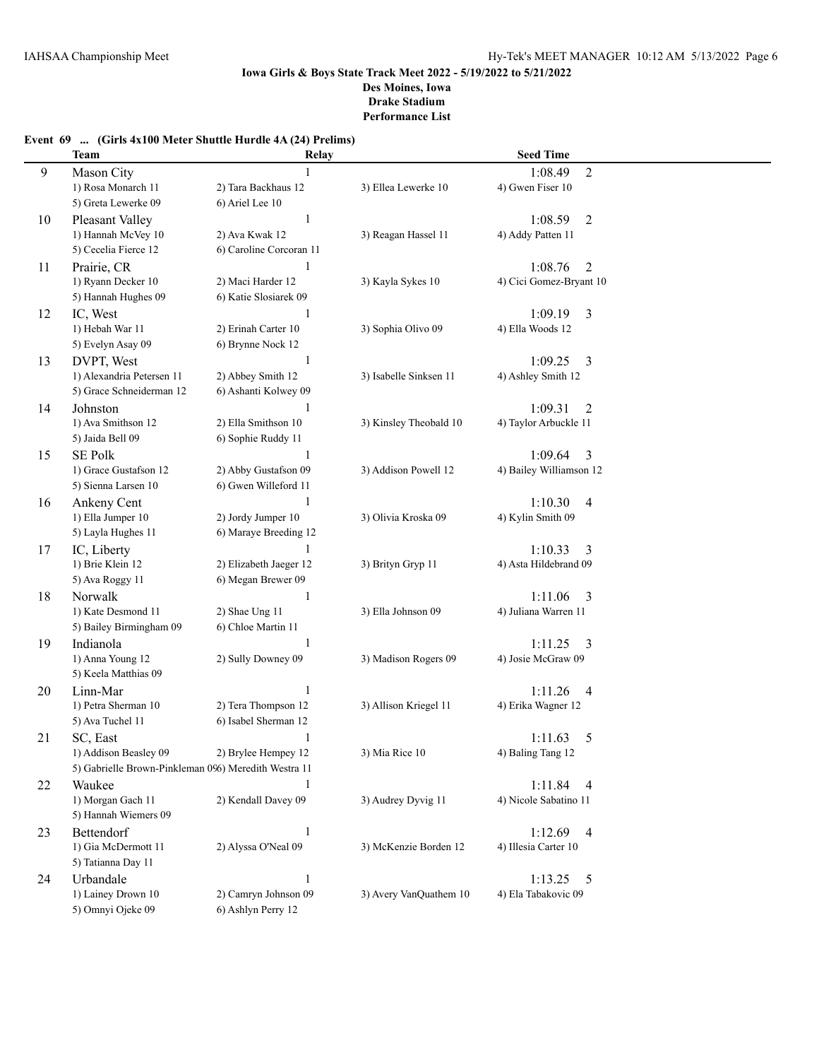**Iowa Girls & Boys State Track Meet 2022 - 5/19/2022 to 5/21/2022**

**Des Moines, Iowa**

**Drake Stadium**

**Performance List**

**Event 69 ... (Girls 4x100 Meter Shuttle Hurdle 4A (24) Prelims)**

| | Team | Relay | | Seed Time |
|---|---|---|---|---|
| 9 | Mason City | 1 | | 1:08.49 2 |
| | 1) Rosa Monarch 11 | 2) Tara Backhaus 12 | 3) Ellea Lewerke 10 | 4) Gwen Fiser 10 |
| | 5) Greta Lewerke 09 | 6) Ariel Lee 10 | | |
| 10 | Pleasant Valley | 1 | | 1:08.59 2 |
| | 1) Hannah McVey 10 | 2) Ava Kwak 12 | 3) Reagan Hassel 11 | 4) Addy Patten 11 |
| | 5) Cecelia Fierce 12 | 6) Caroline Corcoran 11 | | |
| 11 | Prairie, CR | 1 | | 1:08.76 2 |
| | 1) Ryann Decker 10 | 2) Maci Harder 12 | 3) Kayla Sykes 10 | 4) Cici Gomez-Bryant 10 |
| | 5) Hannah Hughes 09 | 6) Katie Slosiarek 09 | | |
| 12 | IC, West | 1 | | 1:09.19 3 |
| | 1) Hebah War 11 | 2) Erinah Carter 10 | 3) Sophia Olivo 09 | 4) Ella Woods 12 |
| | 5) Evelyn Asay 09 | 6) Brynne Nock 12 | | |
| 13 | DVPT, West | 1 | | 1:09.25 3 |
| | 1) Alexandria Petersen 11 | 2) Abbey Smith 12 | 3) Isabelle Sinksen 11 | 4) Ashley Smith 12 |
| | 5) Grace Schneiderman 12 | 6) Ashanti Kolwey 09 | | |
| 14 | Johnston | 1 | | 1:09.31 2 |
| | 1) Ava Smithson 12 | 2) Ella Smithson 10 | 3) Kinsley Theobald 10 | 4) Taylor Arbuckle 11 |
| | 5) Jaida Bell 09 | 6) Sophie Ruddy 11 | | |
| 15 | SE Polk | 1 | | 1:09.64 3 |
| | 1) Grace Gustafson 12 | 2) Abby Gustafson 09 | 3) Addison Powell 12 | 4) Bailey Williamson 12 |
| | 5) Sienna Larsen 10 | 6) Gwen Willeford 11 | | |
| 16 | Ankeny Cent | 1 | | 1:10.30 4 |
| | 1) Ella Jumper 10 | 2) Jordy Jumper 10 | 3) Olivia Kroska 09 | 4) Kylin Smith 09 |
| | 5) Layla Hughes 11 | 6) Maraye Breeding 12 | | |
| 17 | IC, Liberty | 1 | | 1:10.33 3 |
| | 1) Brie Klein 12 | 2) Elizabeth Jaeger 12 | 3) Brityn Gryp 11 | 4) Asta Hildebrand 09 |
| | 5) Ava Roggy 11 | 6) Megan Brewer 09 | | |
| 18 | Norwalk | 1 | | 1:11.06 3 |
| | 1) Kate Desmond 11 | 2) Shae Ung 11 | 3) Ella Johnson 09 | 4) Juliana Warren 11 |
| | 5) Bailey Birmingham 09 | 6) Chloe Martin 11 | | |
| 19 | Indianola | 1 | | 1:11.25 3 |
| | 1) Anna Young 12 | 2) Sully Downey 09 | 3) Madison Rogers 09 | 4) Josie McGraw 09 |
| | 5) Keela Matthias 09 | | | |
| 20 | Linn-Mar | 1 | | 1:11.26 4 |
| | 1) Petra Sherman 10 | 2) Tera Thompson 12 | 3) Allison Kriegel 11 | 4) Erika Wagner 12 |
| | 5) Ava Tuchel 11 | 6) Isabel Sherman 12 | | |
| 21 | SC, East | 1 | | 1:11.63 5 |
| | 1) Addison Beasley 09 | 2) Brylee Hempey 12 | 3) Mia Rice 10 | 4) Baling Tang 12 |
| | 5) Gabrielle Brown-Pinkleman 09 | 6) Meredith Westra 11 | | |
| 22 | Waukee | 1 | | 1:11.84 4 |
| | 1) Morgan Gach 11 | 2) Kendall Davey 09 | 3) Audrey Dyvig 11 | 4) Nicole Sabatino 11 |
| | 5) Hannah Wiemers 09 | | | |
| 23 | Bettendorf | 1 | | 1:12.69 4 |
| | 1) Gia McDermott 11 | 2) Alyssa O'Neal 09 | 3) McKenzie Borden 12 | 4) Illesia Carter 10 |
| | 5) Tatianna Day 11 | | | |
| 24 | Urbandale | 1 | | 1:13.25 5 |
| | 1) Lainey Drown 10 | 2) Camryn Johnson 09 | 3) Avery VanQuathem 10 | 4) Ela Tabakovic 09 |
| | 5) Omnyi Ojeke 09 | 6) Ashlyn Perry 12 | | |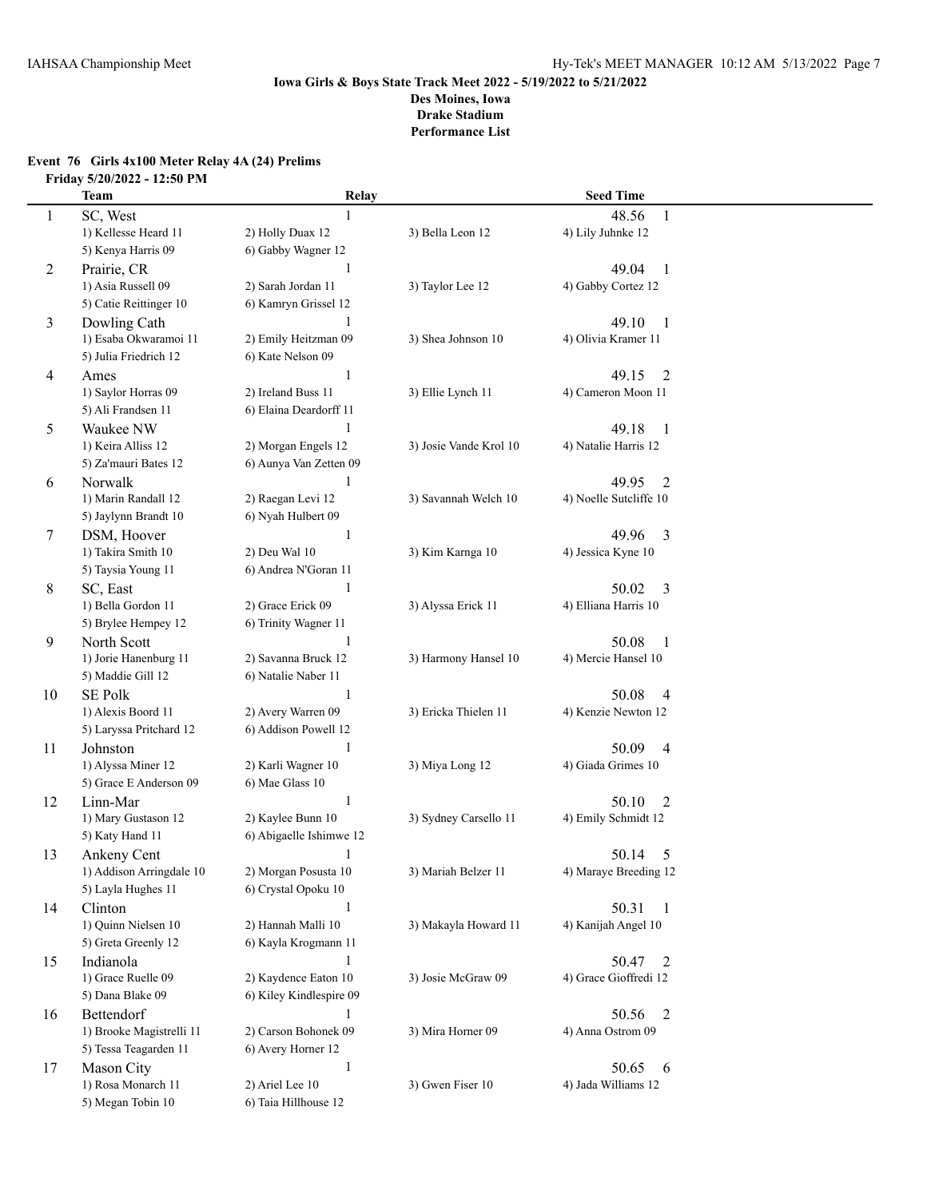### Iowa Girls & Boys State Track Meet 2022 - 5/19/2022 to 5/21/2022

**Des Moines, Iowa**
**Drake Stadium**
**Performance List**

**Event 76 Girls 4x100 Meter Relay 4A (24) Prelims**
**Friday 5/20/2022 - 12:50 PM**

| | Team | Relay | | Seed Time |
|---|---|---|---|---|
| 1 | SC, West | 1 | | 48.56 1 |
| | 1) Kellesse Heard 11 | 2) Holly Duax 12 | 3) Bella Leon 12 | 4) Lily Juhnke 12 |
| | 5) Kenya Harris 09 | 6) Gabby Wagner 12 | | |
| 2 | Prairie, CR | 1 | | 49.04 1 |
| | 1) Asia Russell 09 | 2) Sarah Jordan 11 | 3) Taylor Lee 12 | 4) Gabby Cortez 12 |
| | 5) Catie Reittinger 10 | 6) Kamryn Grissel 12 | | |
| 3 | Dowling Cath | 1 | | 49.10 1 |
| | 1) Esaba Okwaramoi 11 | 2) Emily Heitzman 09 | 3) Shea Johnson 10 | 4) Olivia Kramer 11 |
| | 5) Julia Friedrich 12 | 6) Kate Nelson 09 | | |
| 4 | Ames | 1 | | 49.15 2 |
| | 1) Saylor Horras 09 | 2) Ireland Buss 11 | 3) Ellie Lynch 11 | 4) Cameron Moon 11 |
| | 5) Ali Frandsen 11 | 6) Elaina Deardorff 11 | | |
| 5 | Waukee NW | 1 | | 49.18 1 |
| | 1) Keira Alliss 12 | 2) Morgan Engels 12 | 3) Josie Vande Krol 10 | 4) Natalie Harris 12 |
| | 5) Za'mauri Bates 12 | 6) Aunya Van Zetten 09 | | |
| 6 | Norwalk | 1 | | 49.95 2 |
| | 1) Marin Randall 12 | 2) Raegan Levi 12 | 3) Savannah Welch 10 | 4) Noelle Sutcliffe 10 |
| | 5) Jaylynn Brandt 10 | 6) Nyah Hulbert 09 | | |
| 7 | DSM, Hoover | 1 | | 49.96 3 |
| | 1) Takira Smith 10 | 2) Deu Wal 10 | 3) Kim Karnga 10 | 4) Jessica Kyne 10 |
| | 5) Taysia Young 11 | 6) Andrea N'Goran 11 | | |
| 8 | SC, East | 1 | | 50.02 3 |
| | 1) Bella Gordon 11 | 2) Grace Erick 09 | 3) Alyssa Erick 11 | 4) Elliana Harris 10 |
| | 5) Brylee Hempey 12 | 6) Trinity Wagner 11 | | |
| 9 | North Scott | 1 | | 50.08 1 |
| | 1) Jorie Hanenburg 11 | 2) Savanna Bruck 12 | 3) Harmony Hansel 10 | 4) Mercie Hansel 10 |
| | 5) Maddie Gill 12 | 6) Natalie Naber 11 | | |
| 10 | SE Polk | 1 | | 50.08 4 |
| | 1) Alexis Boord 11 | 2) Avery Warren 09 | 3) Ericka Thielen 11 | 4) Kenzie Newton 12 |
| | 5) Laryssa Pritchard 12 | 6) Addison Powell 12 | | |
| 11 | Johnston | 1 | | 50.09 4 |
| | 1) Alyssa Miner 12 | 2) Karli Wagner 10 | 3) Miya Long 12 | 4) Giada Grimes 10 |
| | 5) Grace E Anderson 09 | 6) Mae Glass 10 | | |
| 12 | Linn-Mar | 1 | | 50.10 2 |
| | 1) Mary Gustason 12 | 2) Kaylee Bunn 10 | 3) Sydney Carsello 11 | 4) Emily Schmidt 12 |
| | 5) Katy Hand 11 | 6) Abigaelle Ishimwe 12 | | |
| 13 | Ankeny Cent | 1 | | 50.14 5 |
| | 1) Addison Arringdale 10 | 2) Morgan Posusta 10 | 3) Mariah Belzer 11 | 4) Maraye Breeding 12 |
| | 5) Layla Hughes 11 | 6) Crystal Opoku 10 | | |
| 14 | Clinton | 1 | | 50.31 1 |
| | 1) Quinn Nielsen 10 | 2) Hannah Malli 10 | 3) Makayla Howard 11 | 4) Kanijah Angel 10 |
| | 5) Greta Greenly 12 | 6) Kayla Krogmann 11 | | |
| 15 | Indianola | 1 | | 50.47 2 |
| | 1) Grace Ruelle 09 | 2) Kaydence Eaton 10 | 3) Josie McGraw 09 | 4) Grace Gioffredi 12 |
| | 5) Dana Blake 09 | 6) Kiley Kindlespire 09 | | |
| 16 | Bettendorf | 1 | | 50.56 2 |
| | 1) Brooke Magistrelli 11 | 2) Carson Bohonek 09 | 3) Mira Horner 09 | 4) Anna Ostrom 09 |
| | 5) Tessa Teagarden 11 | 6) Avery Horner 12 | | |
| 17 | Mason City | 1 | | 50.65 6 |
| | 1) Rosa Monarch 11 | 2) Ariel Lee 10 | 3) Gwen Fiser 10 | 4) Jada Williams 12 |
| | 5) Megan Tobin 10 | 6) Taia Hillhouse 12 | | |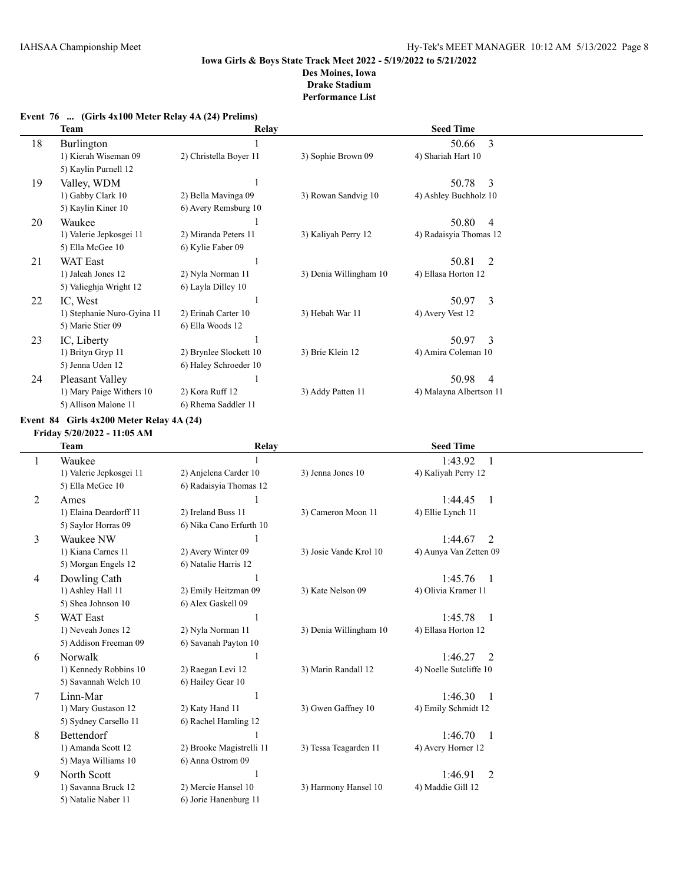**Iowa Girls & Boys State Track Meet 2022 - 5/19/2022 to 5/21/2022**
**Des Moines, Iowa**
**Drake Stadium**
**Performance List**

### Event 76 ... (Girls 4x100 Meter Relay 4A (24) Prelims)

| | Team | Relay | | Seed Time |
|---|---|---|---|---|
| 18 | Burlington | 1 | | 50.66 3 |
| | 1) Kierah Wiseman 09 | 2) Christella Boyer 11 | 3) Sophie Brown 09 | 4) Shariah Hart 10 |
| | 5) Kaylin Purnell 12 | | | |
| 19 | Valley, WDM | 1 | | 50.78 3 |
| | 1) Gabby Clark 10 | 2) Bella Mavinga 09 | 3) Rowan Sandvig 10 | 4) Ashley Buchholz 10 |
| | 5) Kaylin Kiner 10 | 6) Avery Remsburg 10 | | |
| 20 | Waukee | 1 | | 50.80 4 |
| | 1) Valerie Jepkosgei 11 | 2) Miranda Peters 11 | 3) Kaliyah Perry 12 | 4) Radaisyia Thomas 12 |
| | 5) Ella McGee 10 | 6) Kylie Faber 09 | | |
| 21 | WAT East | 1 | | 50.81 2 |
| | 1) Jaleah Jones 12 | 2) Nyla Norman 11 | 3) Denia Willingham 10 | 4) Ellasa Horton 12 |
| | 5) Valieghja Wright 12 | 6) Layla Dilley 10 | | |
| 22 | IC, West | 1 | | 50.97 3 |
| | 1) Stephanie Nuro-Gyina 11 | 2) Erinah Carter 10 | 3) Hebah War 11 | 4) Avery Vest 12 |
| | 5) Marie Stier 09 | 6) Ella Woods 12 | | |
| 23 | IC, Liberty | 1 | | 50.97 3 |
| | 1) Brityn Gryp 11 | 2) Brynlee Slockett 10 | 3) Brie Klein 12 | 4) Amira Coleman 10 |
| | 5) Jenna Uden 12 | 6) Haley Schroeder 10 | | |
| 24 | Pleasant Valley | 1 | | 50.98 4 |
| | 1) Mary Paige Withers 10 | 2) Kora Ruff 12 | 3) Addy Patten 11 | 4) Malayna Albertson 11 |
| | 5) Allison Malone 11 | 6) Rhema Saddler 11 | | |

### Event 84 Girls 4x200 Meter Relay 4A (24)

**Friday 5/20/2022 - 11:05 AM**

| | Team | Relay | | Seed Time |
|---|---|---|---|---|
| 1 | Waukee | 1 | | 1:43.92 1 |
| | 1) Valerie Jepkosgei 11 | 2) Anjelena Carder 10 | 3) Jenna Jones 10 | 4) Kaliyah Perry 12 |
| | 5) Ella McGee 10 | 6) Radaisyia Thomas 12 | | |
| 2 | Ames | 1 | | 1:44.45 1 |
| | 1) Elaina Deardorff 11 | 2) Ireland Buss 11 | 3) Cameron Moon 11 | 4) Ellie Lynch 11 |
| | 5) Saylor Horras 09 | 6) Nika Cano Erfurth 10 | | |
| 3 | Waukee NW | 1 | | 1:44.67 2 |
| | 1) Kiana Carnes 11 | 2) Avery Winter 09 | 3) Josie Vande Krol 10 | 4) Aunya Van Zetten 09 |
| | 5) Morgan Engels 12 | 6) Natalie Harris 12 | | |
| 4 | Dowling Cath | 1 | | 1:45.76 1 |
| | 1) Ashley Hall 11 | 2) Emily Heitzman 09 | 3) Kate Nelson 09 | 4) Olivia Kramer 11 |
| | 5) Shea Johnson 10 | 6) Alex Gaskell 09 | | |
| 5 | WAT East | 1 | | 1:45.78 1 |
| | 1) Neveah Jones 12 | 2) Nyla Norman 11 | 3) Denia Willingham 10 | 4) Ellasa Horton 12 |
| | 5) Addison Freeman 09 | 6) Savanah Payton 10 | | |
| 6 | Norwalk | 1 | | 1:46.27 2 |
| | 1) Kennedy Robbins 10 | 2) Raegan Levi 12 | 3) Marin Randall 12 | 4) Noelle Sutcliffe 10 |
| | 5) Savannah Welch 10 | 6) Hailey Gear 10 | | |
| 7 | Linn-Mar | 1 | | 1:46.30 1 |
| | 1) Mary Gustason 12 | 2) Katy Hand 11 | 3) Gwen Gaffney 10 | 4) Emily Schmidt 12 |
| | 5) Sydney Carsello 11 | 6) Rachel Hamling 12 | | |
| 8 | Bettendorf | 1 | | 1:46.70 1 |
| | 1) Amanda Scott 12 | 2) Brooke Magistrelli 11 | 3) Tessa Teagarden 11 | 4) Avery Horner 12 |
| | 5) Maya Williams 10 | 6) Anna Ostrom 09 | | |
| 9 | North Scott | 1 | | 1:46.91 2 |
| | 1) Savanna Bruck 12 | 2) Mercie Hansel 10 | 3) Harmony Hansel 10 | 4) Maddie Gill 12 |
| | 5) Natalie Naber 11 | 6) Jorie Hanenburg 11 | | |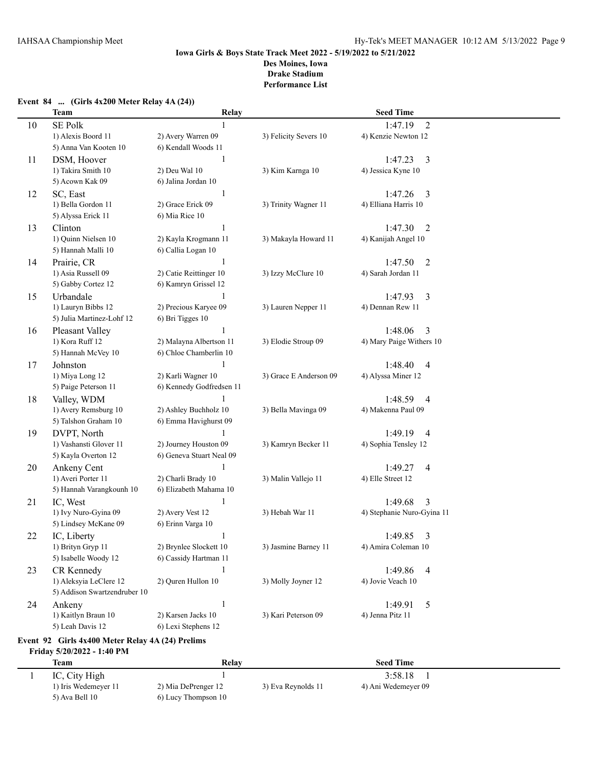**Iowa Girls & Boys State Track Meet 2022 - 5/19/2022 to 5/21/2022**
**Des Moines, Iowa**
**Drake Stadium**
**Performance List**

### Event 84 ... (Girls 4x200 Meter Relay 4A (24))

| | Team | Relay | | Seed Time |
|---|---|---|---|---|
| 10 | SE Polk | 1 | | 1:47.19 2 |
| | 1) Alexis Boord 11 | 2) Avery Warren 09 | 3) Felicity Severs 10 | 4) Kenzie Newton 12 |
| | 5) Anna Van Kooten 10 | 6) Kendall Woods 11 | | |
| 11 | DSM, Hoover | 1 | | 1:47.23 3 |
| | 1) Takira Smith 10 | 2) Deu Wal 10 | 3) Kim Karnga 10 | 4) Jessica Kyne 10 |
| | 5) Acown Kak 09 | 6) Jalina Jordan 10 | | |
| 12 | SC, East | 1 | | 1:47.26 3 |
| | 1) Bella Gordon 11 | 2) Grace Erick 09 | 3) Trinity Wagner 11 | 4) Elliana Harris 10 |
| | 5) Alyssa Erick 11 | 6) Mia Rice 10 | | |
| 13 | Clinton | 1 | | 1:47.30 2 |
| | 1) Quinn Nielsen 10 | 2) Kayla Krogmann 11 | 3) Makayla Howard 11 | 4) Kanijah Angel 10 |
| | 5) Hannah Malli 10 | 6) Callia Logan 10 | | |
| 14 | Prairie, CR | 1 | | 1:47.50 2 |
| | 1) Asia Russell 09 | 2) Catie Reittinger 10 | 3) Izzy McClure 10 | 4) Sarah Jordan 11 |
| | 5) Gabby Cortez 12 | 6) Kamryn Grissel 12 | | |
| 15 | Urbandale | 1 | | 1:47.93 3 |
| | 1) Lauryn Bibbs 12 | 2) Precious Karyee 09 | 3) Lauren Nepper 11 | 4) Dennan Rew 11 |
| | 5) Julia Martinez-Lohf 12 | 6) Bri Tigges 10 | | |
| 16 | Pleasant Valley | 1 | | 1:48.06 3 |
| | 1) Kora Ruff 12 | 2) Malayna Albertson 11 | 3) Elodie Stroup 09 | 4) Mary Paige Withers 10 |
| | 5) Hannah McVey 10 | 6) Chloe Chamberlin 10 | | |
| 17 | Johnston | 1 | | 1:48.40 4 |
| | 1) Miya Long 12 | 2) Karli Wagner 10 | 3) Grace E Anderson 09 | 4) Alyssa Miner 12 |
| | 5) Paige Peterson 11 | 6) Kennedy Godfredsen 11 | | |
| 18 | Valley, WDM | 1 | | 1:48.59 4 |
| | 1) Avery Remsburg 10 | 2) Ashley Buchholz 10 | 3) Bella Mavinga 09 | 4) Makenna Paul 09 |
| | 5) Talshon Graham 10 | 6) Emma Havighurst 09 | | |
| 19 | DVPT, North | 1 | | 1:49.19 4 |
| | 1) Vashansti Glover 11 | 2) Journey Houston 09 | 3) Kamryn Becker 11 | 4) Sophia Tensley 12 |
| | 5) Kayla Overton 12 | 6) Geneva Stuart Neal 09 | | |
| 20 | Ankeny Cent | 1 | | 1:49.27 4 |
| | 1) Averi Porter 11 | 2) Charli Brady 10 | 3) Malin Vallejo 11 | 4) Elle Street 12 |
| | 5) Hannah Varangkounh 10 | 6) Elizabeth Mahama 10 | | |
| 21 | IC, West | 1 | | 1:49.68 3 |
| | 1) Ivy Nuro-Gyina 09 | 2) Avery Vest 12 | 3) Hebah War 11 | 4) Stephanie Nuro-Gyina 11 |
| | 5) Lindsey McKane 09 | 6) Erinn Varga 10 | | |
| 22 | IC, Liberty | 1 | | 1:49.85 3 |
| | 1) Brityn Gryp 11 | 2) Brynlee Slockett 10 | 3) Jasmine Barney 11 | 4) Amira Coleman 10 |
| | 5) Isabelle Woody 12 | 6) Cassidy Hartman 11 | | |
| 23 | CR Kennedy | 1 | | 1:49.86 4 |
| | 1) Aleksyia LeClere 12 | 2) Quren Hullon 10 | 3) Molly Joyner 12 | 4) Jovie Veach 10 |
| | 5) Addison Swartzendruber 10 | | | |
| 24 | Ankeny | 1 | | 1:49.91 5 |
| | 1) Kaitlyn Braun 10 | 2) Karsen Jacks 10 | 3) Kari Peterson 09 | 4) Jenna Pitz 11 |
| | 5) Leah Davis 12 | 6) Lexi Stephens 12 | | |

### Event 92 Girls 4x400 Meter Relay 4A (24) Prelims

**Friday 5/20/2022 - 1:40 PM**

| | Team | Relay | | Seed Time |
|---|---|---|---|---|
| 1 | IC, City High | 1 | | 3:58.18 1 |
| | 1) Iris Wedemeyer 11 | 2) Mia DePrenger 12 | 3) Eva Reynolds 11 | 4) Ani Wedemeyer 09 |
| | 5) Ava Bell 10 | 6) Lucy Thompson 10 | | |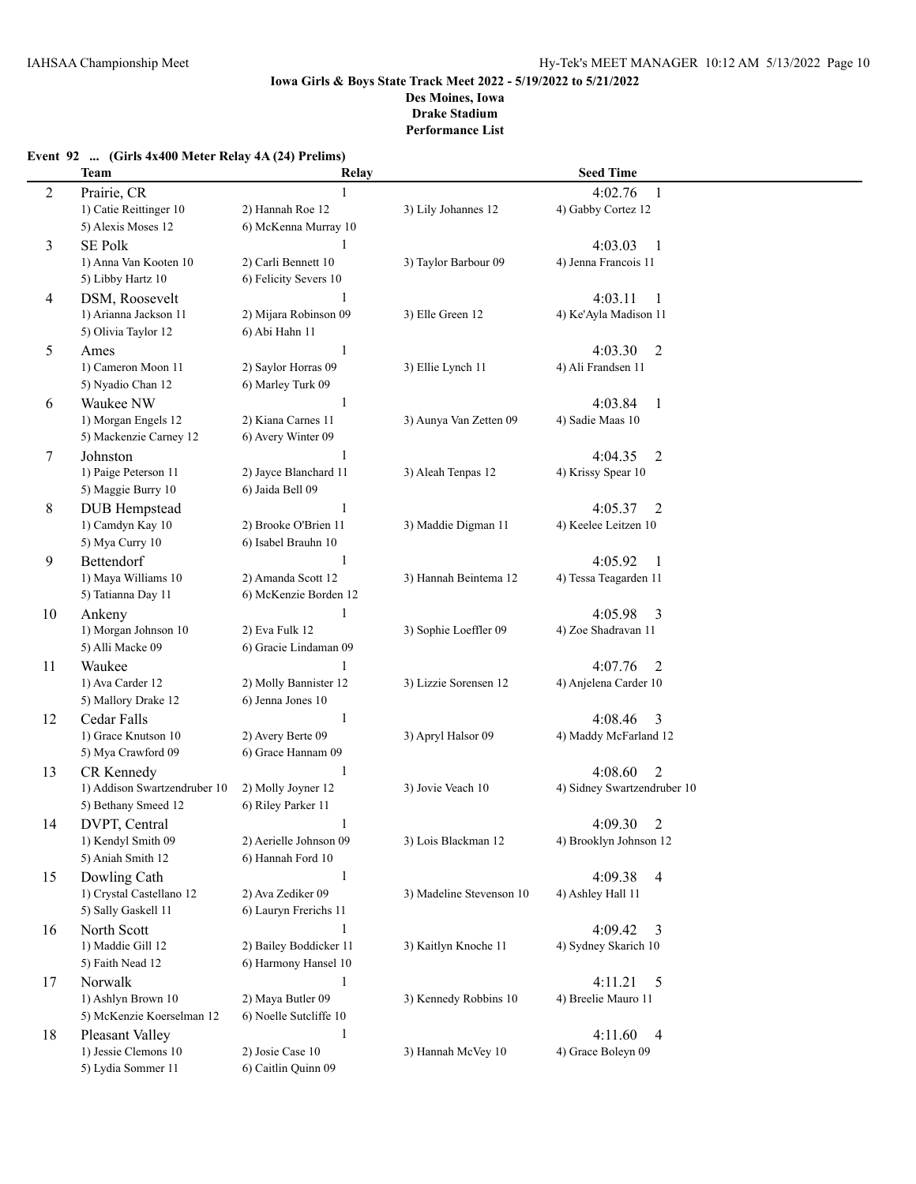**Iowa Girls & Boys State Track Meet 2022 - 5/19/2022 to 5/21/2022**
**Des Moines, Iowa**
**Drake Stadium**
**Performance List**

**Event 92 ... (Girls 4x400 Meter Relay 4A (24) Prelims)**

| | Team | Relay | | Seed Time |
|---|---|---|---|---|
| 2 | Prairie, CR | 1 | | 4:02.76 1 |
| | 1) Catie Reittinger 10 | 2) Hannah Roe 12 | 3) Lily Johannes 12 | 4) Gabby Cortez 12 |
| | 5) Alexis Moses 12 | 6) McKenna Murray 10 | | |
| 3 | SE Polk | 1 | | 4:03.03 1 |
| | 1) Anna Van Kooten 10 | 2) Carli Bennett 10 | 3) Taylor Barbour 09 | 4) Jenna Francois 11 |
| | 5) Libby Hartz 10 | 6) Felicity Severs 10 | | |
| 4 | DSM, Roosevelt | 1 | | 4:03.11 1 |
| | 1) Arianna Jackson 11 | 2) Mijara Robinson 09 | 3) Elle Green 12 | 4) Ke'Ayla Madison 11 |
| | 5) Olivia Taylor 12 | 6) Abi Hahn 11 | | |
| 5 | Ames | 1 | | 4:03.30 2 |
| | 1) Cameron Moon 11 | 2) Saylor Horras 09 | 3) Ellie Lynch 11 | 4) Ali Frandsen 11 |
| | 5) Nyadio Chan 12 | 6) Marley Turk 09 | | |
| 6 | Waukee NW | 1 | | 4:03.84 1 |
| | 1) Morgan Engels 12 | 2) Kiana Carnes 11 | 3) Aunya Van Zetten 09 | 4) Sadie Maas 10 |
| | 5) Mackenzie Carney 12 | 6) Avery Winter 09 | | |
| 7 | Johnston | 1 | | 4:04.35 2 |
| | 1) Paige Peterson 11 | 2) Jayce Blanchard 11 | 3) Aleah Tenpas 12 | 4) Krissy Spear 10 |
| | 5) Maggie Burry 10 | 6) Jaida Bell 09 | | |
| 8 | DUB Hempstead | 1 | | 4:05.37 2 |
| | 1) Camdyn Kay 10 | 2) Brooke O'Brien 11 | 3) Maddie Digman 11 | 4) Keelee Leitzen 10 |
| | 5) Mya Curry 10 | 6) Isabel Brauhn 10 | | |
| 9 | Bettendorf | 1 | | 4:05.92 1 |
| | 1) Maya Williams 10 | 2) Amanda Scott 12 | 3) Hannah Beintema 12 | 4) Tessa Teagarden 11 |
| | 5) Tatianna Day 11 | 6) McKenzie Borden 12 | | |
| 10 | Ankeny | 1 | | 4:05.98 3 |
| | 1) Morgan Johnson 10 | 2) Eva Fulk 12 | 3) Sophie Loeffler 09 | 4) Zoe Shadravan 11 |
| | 5) Alli Macke 09 | 6) Gracie Lindaman 09 | | |
| 11 | Waukee | 1 | | 4:07.76 2 |
| | 1) Ava Carder 12 | 2) Molly Bannister 12 | 3) Lizzie Sorensen 12 | 4) Anjelena Carder 10 |
| | 5) Mallory Drake 12 | 6) Jenna Jones 10 | | |
| 12 | Cedar Falls | 1 | | 4:08.46 3 |
| | 1) Grace Knutson 10 | 2) Avery Berte 09 | 3) Apryl Halsor 09 | 4) Maddy McFarland 12 |
| | 5) Mya Crawford 09 | 6) Grace Hannam 09 | | |
| 13 | CR Kennedy | 1 | | 4:08.60 2 |
| | 1) Addison Swartzendruber 10 | 2) Molly Joyner 12 | 3) Jovie Veach 10 | 4) Sidney Swartzendruber 10 |
| | 5) Bethany Smeed 12 | 6) Riley Parker 11 | | |
| 14 | DVPT, Central | 1 | | 4:09.30 2 |
| | 1) Kendyl Smith 09 | 2) Aerielle Johnson 09 | 3) Lois Blackman 12 | 4) Brooklyn Johnson 12 |
| | 5) Aniah Smith 12 | 6) Hannah Ford 10 | | |
| 15 | Dowling Cath | 1 | | 4:09.38 4 |
| | 1) Crystal Castellano 12 | 2) Ava Zediker 09 | 3) Madeline Stevenson 10 | 4) Ashley Hall 11 |
| | 5) Sally Gaskell 11 | 6) Lauryn Frerichs 11 | | |
| 16 | North Scott | 1 | | 4:09.42 3 |
| | 1) Maddie Gill 12 | 2) Bailey Boddicker 11 | 3) Kaitlyn Knoche 11 | 4) Sydney Skarich 10 |
| | 5) Faith Nead 12 | 6) Harmony Hansel 10 | | |
| 17 | Norwalk | 1 | | 4:11.21 5 |
| | 1) Ashlyn Brown 10 | 2) Maya Butler 09 | 3) Kennedy Robbins 10 | 4) Breelie Mauro 11 |
| | 5) McKenzie Koerselman 12 | 6) Noelle Sutcliffe 10 | | |
| 18 | Pleasant Valley | 1 | | 4:11.60 4 |
| | 1) Jessie Clemons 10 | 2) Josie Case 10 | 3) Hannah McVey 10 | 4) Grace Boleyn 09 |
| | 5) Lydia Sommer 11 | 6) Caitlin Quinn 09 | | |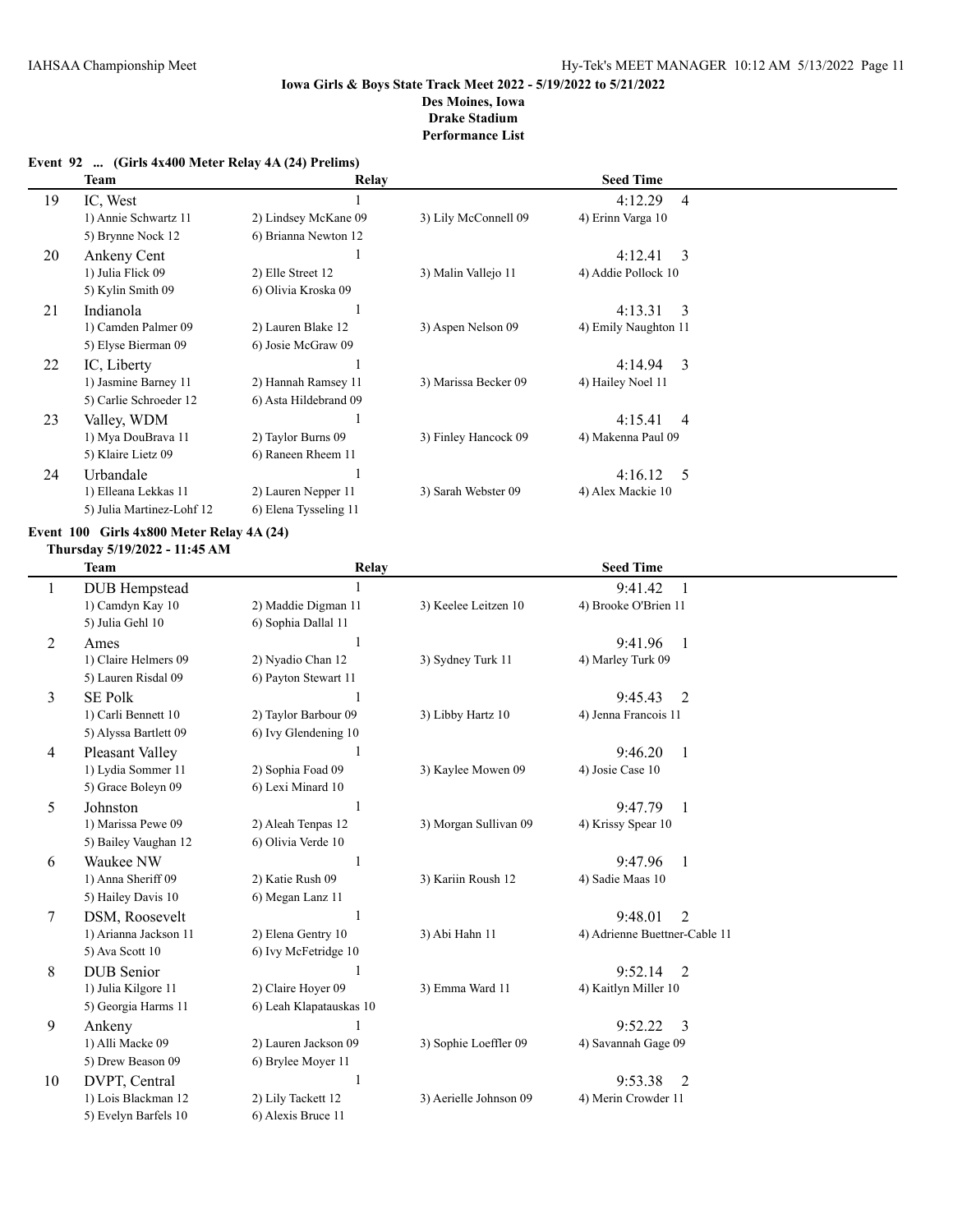**Iowa Girls & Boys State Track Meet 2022 - 5/19/2022 to 5/21/2022**
**Des Moines, Iowa**
**Drake Stadium**
**Performance List**

### Event 92 ... (Girls 4x400 Meter Relay 4A (24) Prelims)

| | Team | Relay | | Seed Time |
|---|---|---|---|---|
| 19 | IC, West | 1 | | 4:12.29 4 |
| | 1) Annie Schwartz 11 | 2) Lindsey McKane 09 | 3) Lily McConnell 09 | 4) Erinn Varga 10 |
| | 5) Brynne Nock 12 | 6) Brianna Newton 12 | | |
| 20 | Ankeny Cent | 1 | | 4:12.41 3 |
| | 1) Julia Flick 09 | 2) Elle Street 12 | 3) Malin Vallejo 11 | 4) Addie Pollock 10 |
| | 5) Kylin Smith 09 | 6) Olivia Kroska 09 | | |
| 21 | Indianola | 1 | | 4:13.31 3 |
| | 1) Camden Palmer 09 | 2) Lauren Blake 12 | 3) Aspen Nelson 09 | 4) Emily Naughton 11 |
| | 5) Elyse Bierman 09 | 6) Josie McGraw 09 | | |
| 22 | IC, Liberty | 1 | | 4:14.94 3 |
| | 1) Jasmine Barney 11 | 2) Hannah Ramsey 11 | 3) Marissa Becker 09 | 4) Hailey Noel 11 |
| | 5) Carlie Schroeder 12 | 6) Asta Hildebrand 09 | | |
| 23 | Valley, WDM | 1 | | 4:15.41 4 |
| | 1) Mya DouBrava 11 | 2) Taylor Burns 09 | 3) Finley Hancock 09 | 4) Makenna Paul 09 |
| | 5) Klaire Lietz 09 | 6) Raneen Rheem 11 | | |
| 24 | Urbandale | 1 | | 4:16.12 5 |
| | 1) Elleana Lekkas 11 | 2) Lauren Nepper 11 | 3) Sarah Webster 09 | 4) Alex Mackie 10 |
| | 5) Julia Martinez-Lohf 12 | 6) Elena Tysseling 11 | | |

### Event 100 Girls 4x800 Meter Relay 4A (24)
**Thursday 5/19/2022 - 11:45 AM**

| | Team | Relay | | Seed Time |
|---|---|---|---|---|
| 1 | DUB Hempstead | 1 | | 9:41.42 1 |
| | 1) Camdyn Kay 10 | 2) Maddie Digman 11 | 3) Keelee Leitzen 10 | 4) Brooke O'Brien 11 |
| | 5) Julia Gehl 10 | 6) Sophia Dallal 11 | | |
| 2 | Ames | 1 | | 9:41.96 1 |
| | 1) Claire Helmers 09 | 2) Nyadio Chan 12 | 3) Sydney Turk 11 | 4) Marley Turk 09 |
| | 5) Lauren Risdal 09 | 6) Payton Stewart 11 | | |
| 3 | SE Polk | 1 | | 9:45.43 2 |
| | 1) Carli Bennett 10 | 2) Taylor Barbour 09 | 3) Libby Hartz 10 | 4) Jenna Francois 11 |
| | 5) Alyssa Bartlett 09 | 6) Ivy Glendening 10 | | |
| 4 | Pleasant Valley | 1 | | 9:46.20 1 |
| | 1) Lydia Sommer 11 | 2) Sophia Foad 09 | 3) Kaylee Mowen 09 | 4) Josie Case 10 |
| | 5) Grace Boleyn 09 | 6) Lexi Minard 10 | | |
| 5 | Johnston | 1 | | 9:47.79 1 |
| | 1) Marissa Pewe 09 | 2) Aleah Tenpas 12 | 3) Morgan Sullivan 09 | 4) Krissy Spear 10 |
| | 5) Bailey Vaughan 12 | 6) Olivia Verde 10 | | |
| 6 | Waukee NW | 1 | | 9:47.96 1 |
| | 1) Anna Sheriff 09 | 2) Katie Rush 09 | 3) Kariin Roush 12 | 4) Sadie Maas 10 |
| | 5) Hailey Davis 10 | 6) Megan Lanz 11 | | |
| 7 | DSM, Roosevelt | 1 | | 9:48.01 2 |
| | 1) Arianna Jackson 11 | 2) Elena Gentry 10 | 3) Abi Hahn 11 | 4) Adrienne Buettner-Cable 11 |
| | 5) Ava Scott 10 | 6) Ivy McFetridge 10 | | |
| 8 | DUB Senior | 1 | | 9:52.14 2 |
| | 1) Julia Kilgore 11 | 2) Claire Hoyer 09 | 3) Emma Ward 11 | 4) Kaitlyn Miller 10 |
| | 5) Georgia Harms 11 | 6) Leah Klapatauskas 10 | | |
| 9 | Ankeny | 1 | | 9:52.22 3 |
| | 1) Alli Macke 09 | 2) Lauren Jackson 09 | 3) Sophie Loeffler 09 | 4) Savannah Gage 09 |
| | 5) Drew Beason 09 | 6) Brylee Moyer 11 | | |
| 10 | DVPT, Central | 1 | | 9:53.38 2 |
| | 1) Lois Blackman 12 | 2) Lily Tackett 12 | 3) Aerielle Johnson 09 | 4) Merin Crowder 11 |
| | 5) Evelyn Barfels 10 | 6) Alexis Bruce 11 | | |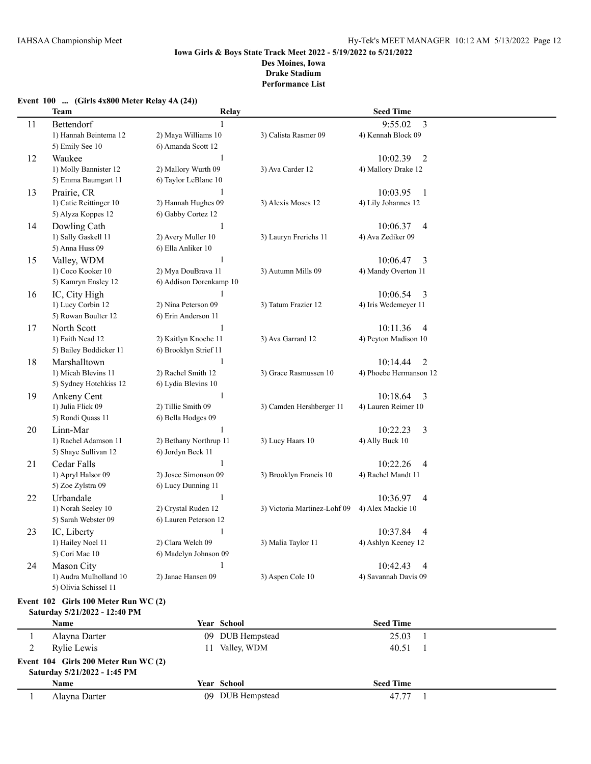**Iowa Girls & Boys State Track Meet 2022 - 5/19/2022 to 5/21/2022**
**Des Moines, Iowa**
**Drake Stadium**
**Performance List**

### Event 100 ... (Girls 4x800 Meter Relay 4A (24))

| | Team | Relay | | Seed Time |
|---|---|---|---|---|
| 11 | Bettendorf | 1 | | 9:55.02 3 |
| | 1) Hannah Beintema 12 | 2) Maya Williams 10 | 3) Calista Rasmer 09 | 4) Kennah Block 09 |
| | 5) Emily See 10 | 6) Amanda Scott 12 | | |
| 12 | Waukee | 1 | | 10:02.39 2 |
| | 1) Molly Bannister 12 | 2) Mallory Wurth 09 | 3) Ava Carder 12 | 4) Mallory Drake 12 |
| | 5) Emma Baumgart 11 | 6) Taylor LeBlanc 10 | | |
| 13 | Prairie, CR | 1 | | 10:03.95 1 |
| | 1) Catie Reittinger 10 | 2) Hannah Hughes 09 | 3) Alexis Moses 12 | 4) Lily Johannes 12 |
| | 5) Alyza Koppes 12 | 6) Gabby Cortez 12 | | |
| 14 | Dowling Cath | 1 | | 10:06.37 4 |
| | 1) Sally Gaskell 11 | 2) Avery Muller 10 | 3) Lauryn Frerichs 11 | 4) Ava Zediker 09 |
| | 5) Anna Huss 09 | 6) Ella Anliker 10 | | |
| 15 | Valley, WDM | 1 | | 10:06.47 3 |
| | 1) Coco Kooker 10 | 2) Mya DouBrava 11 | 3) Autumn Mills 09 | 4) Mandy Overton 11 |
| | 5) Kamryn Ensley 12 | 6) Addison Dorenkamp 10 | | |
| 16 | IC, City High | 1 | | 10:06.54 3 |
| | 1) Lucy Corbin 12 | 2) Nina Peterson 09 | 3) Tatum Frazier 12 | 4) Iris Wedemeyer 11 |
| | 5) Rowan Boulter 12 | 6) Erin Anderson 11 | | |
| 17 | North Scott | 1 | | 10:11.36 4 |
| | 1) Faith Nead 12 | 2) Kaitlyn Knoche 11 | 3) Ava Garrard 12 | 4) Peyton Madison 10 |
| | 5) Bailey Boddicker 11 | 6) Brooklyn Strief 11 | | |
| 18 | Marshalltown | 1 | | 10:14.44 2 |
| | 1) Micah Blevins 11 | 2) Rachel Smith 12 | 3) Grace Rasmussen 10 | 4) Phoebe Hermanson 12 |
| | 5) Sydney Hotchkiss 12 | 6) Lydia Blevins 10 | | |
| 19 | Ankeny Cent | 1 | | 10:18.64 3 |
| | 1) Julia Flick 09 | 2) Tillie Smith 09 | 3) Camden Hershberger 11 | 4) Lauren Reimer 10 |
| | 5) Rondi Quass 11 | 6) Bella Hodges 09 | | |
| 20 | Linn-Mar | 1 | | 10:22.23 3 |
| | 1) Rachel Adamson 11 | 2) Bethany Northrup 11 | 3) Lucy Haars 10 | 4) Ally Buck 10 |
| | 5) Shaye Sullivan 12 | 6) Jordyn Beck 11 | | |
| 21 | Cedar Falls | 1 | | 10:22.26 4 |
| | 1) Apryl Halsor 09 | 2) Josee Simonson 09 | 3) Brooklyn Francis 10 | 4) Rachel Mandt 11 |
| | 5) Zoe Zylstra 09 | 6) Lucy Dunning 11 | | |
| 22 | Urbandale | 1 | | 10:36.97 4 |
| | 1) Norah Seeley 10 | 2) Crystal Ruden 12 | 3) Victoria Martinez-Lohf 09 | 4) Alex Mackie 10 |
| | 5) Sarah Webster 09 | 6) Lauren Peterson 12 | | |
| 23 | IC, Liberty | 1 | | 10:37.84 4 |
| | 1) Hailey Noel 11 | 2) Clara Welch 09 | 3) Malia Taylor 11 | 4) Ashlyn Keeney 12 |
| | 5) Cori Mac 10 | 6) Madelyn Johnson 09 | | |
| 24 | Mason City | 1 | | 10:42.43 4 |
| | 1) Audra Mulholland 10 | 2) Janae Hansen 09 | 3) Aspen Cole 10 | 4) Savannah Davis 09 |
| | 5) Olivia Schissel 11 | | | |

### Event 102 Girls 100 Meter Run WC (2)

**Saturday 5/21/2022 - 12:40 PM**

| | Name | Year | School | Seed Time |
|---|---|---|---|---|
| 1 | Alayna Darter | 09 | DUB Hempstead | 25.03 1 |
| 2 | Rylie Lewis | 11 | Valley, WDM | 40.51 1 |

### Event 104 Girls 200 Meter Run WC (2)

**Saturday 5/21/2022 - 1:45 PM**

| | Name | Year | School | Seed Time |
|---|---|---|---|---|
| 1 | Alayna Darter | 09 | DUB Hempstead | 47.77 1 |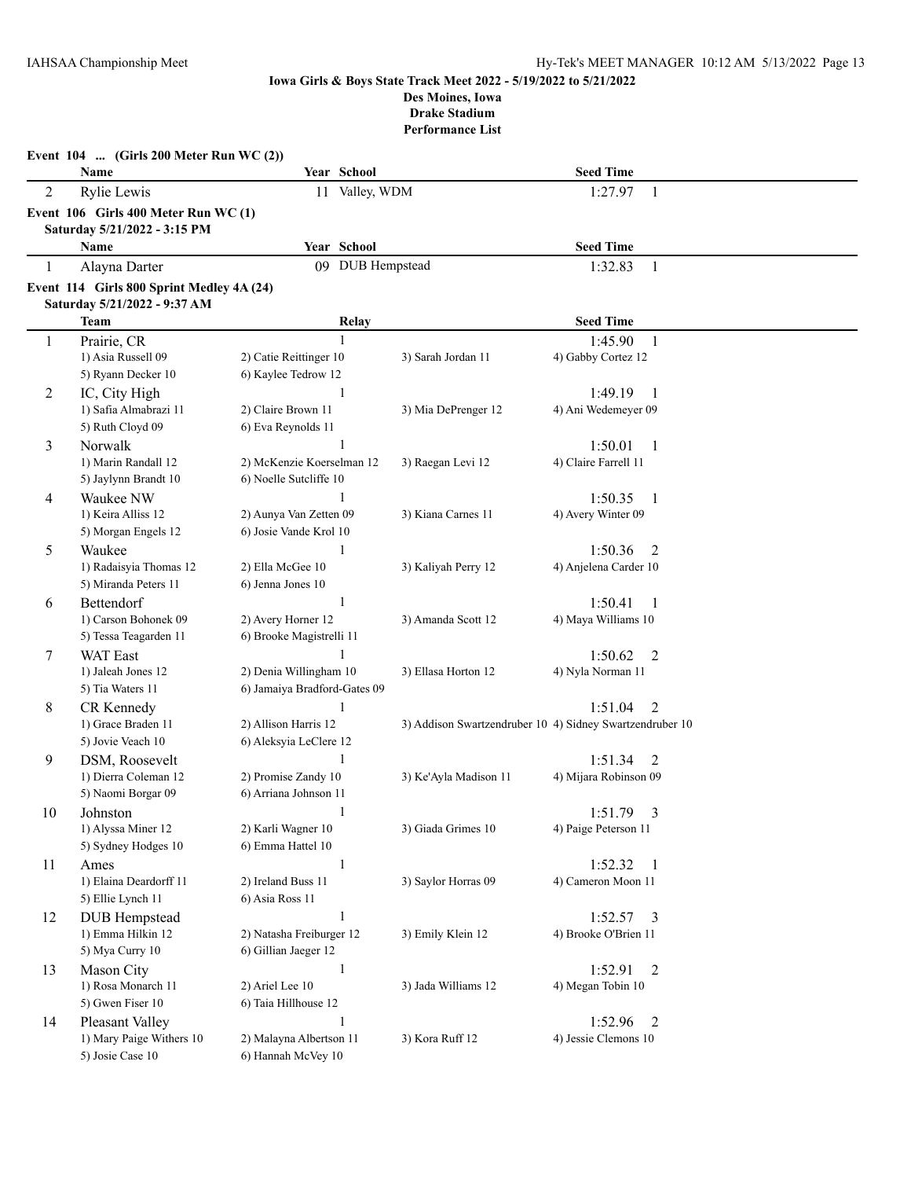**Iowa Girls & Boys State Track Meet 2022 - 5/19/2022 to 5/21/2022**
**Des Moines, Iowa**
**Drake Stadium**
**Performance List**

### Event 104 ... (Girls 200 Meter Run WC (2))

| | Name | Year | School | Seed Time | |
|---|---|---|---|---|---|
| 2 | Rylie Lewis | 11 | Valley, WDM | 1:27.97 | 1 |

### Event 106 Girls 400 Meter Run WC (1)
**Saturday 5/21/2022 - 3:15 PM**

| | Name | Year | School | Seed Time | |
|---|---|---|---|---|---|
| 1 | Alayna Darter | 09 | DUB Hempstead | 1:32.83 | 1 |

### Event 114 Girls 800 Sprint Medley 4A (24)
**Saturday 5/21/2022 - 9:37 AM**

| | Team | Relay | | Seed Time | |
|---|---|---|---|---|---|
| 1 | Prairie, CR | 1 | | 1:45.90 | 1 |
| | 1) Asia Russell 09 | 2) Catie Reittinger 10 | 3) Sarah Jordan 11 | 4) Gabby Cortez 12 | |
| | 5) Ryann Decker 10 | 6) Kaylee Tedrow 12 | | | |
| 2 | IC, City High | 1 | | 1:49.19 | 1 |
| | 1) Safia Almabrazi 11 | 2) Claire Brown 11 | 3) Mia DePrenger 12 | 4) Ani Wedemeyer 09 | |
| | 5) Ruth Cloyd 09 | 6) Eva Reynolds 11 | | | |
| 3 | Norwalk | 1 | | 1:50.01 | 1 |
| | 1) Marin Randall 12 | 2) McKenzie Koerselman 12 | 3) Raegan Levi 12 | 4) Claire Farrell 11 | |
| | 5) Jaylynn Brandt 10 | 6) Noelle Sutcliffe 10 | | | |
| 4 | Waukee NW | 1 | | 1:50.35 | 1 |
| | 1) Keira Alliss 12 | 2) Aunya Van Zetten 09 | 3) Kiana Carnes 11 | 4) Avery Winter 09 | |
| | 5) Morgan Engels 12 | 6) Josie Vande Krol 10 | | | |
| 5 | Waukee | 1 | | 1:50.36 | 2 |
| | 1) Radaisyia Thomas 12 | 2) Ella McGee 10 | 3) Kaliyah Perry 12 | 4) Anjelena Carder 10 | |
| | 5) Miranda Peters 11 | 6) Jenna Jones 10 | | | |
| 6 | Bettendorf | 1 | | 1:50.41 | 1 |
| | 1) Carson Bohonek 09 | 2) Avery Horner 12 | 3) Amanda Scott 12 | 4) Maya Williams 10 | |
| | 5) Tessa Teagarden 11 | 6) Brooke Magistrelli 11 | | | |
| 7 | WAT East | 1 | | 1:50.62 | 2 |
| | 1) Jaleah Jones 12 | 2) Denia Willingham 10 | 3) Ellasa Horton 12 | 4) Nyla Norman 11 | |
| | 5) Tia Waters 11 | 6) Jamaiya Bradford-Gates 09 | | | |
| 8 | CR Kennedy | 1 | | 1:51.04 | 2 |
| | 1) Grace Braden 11 | 2) Allison Harris 12 | 3) Addison Swartzendruber 10 | 4) Sidney Swartzendruber 10 | |
| | 5) Jovie Veach 10 | 6) Aleksyia LeClere 12 | | | |
| 9 | DSM, Roosevelt | 1 | | 1:51.34 | 2 |
| | 1) Dierra Coleman 12 | 2) Promise Zandy 10 | 3) Ke'Ayla Madison 11 | 4) Mijara Robinson 09 | |
| | 5) Naomi Borgar 09 | 6) Arriana Johnson 11 | | | |
| 10 | Johnston | 1 | | 1:51.79 | 3 |
| | 1) Alyssa Miner 12 | 2) Karli Wagner 10 | 3) Giada Grimes 10 | 4) Paige Peterson 11 | |
| | 5) Sydney Hodges 10 | 6) Emma Hattel 10 | | | |
| 11 | Ames | 1 | | 1:52.32 | 1 |
| | 1) Elaina Deardorff 11 | 2) Ireland Buss 11 | 3) Saylor Horras 09 | 4) Cameron Moon 11 | |
| | 5) Ellie Lynch 11 | 6) Asia Ross 11 | | | |
| 12 | DUB Hempstead | 1 | | 1:52.57 | 3 |
| | 1) Emma Hilkin 12 | 2) Natasha Freiburger 12 | 3) Emily Klein 12 | 4) Brooke O'Brien 11 | |
| | 5) Mya Curry 10 | 6) Gillian Jaeger 12 | | | |
| 13 | Mason City | 1 | | 1:52.91 | 2 |
| | 1) Rosa Monarch 11 | 2) Ariel Lee 10 | 3) Jada Williams 12 | 4) Megan Tobin 10 | |
| | 5) Gwen Fiser 10 | 6) Taia Hillhouse 12 | | | |
| 14 | Pleasant Valley | 1 | | 1:52.96 | 2 |
| | 1) Mary Paige Withers 10 | 2) Malayna Albertson 11 | 3) Kora Ruff 12 | 4) Jessie Clemons 10 | |
| | 5) Josie Case 10 | 6) Hannah McVey 10 | | | |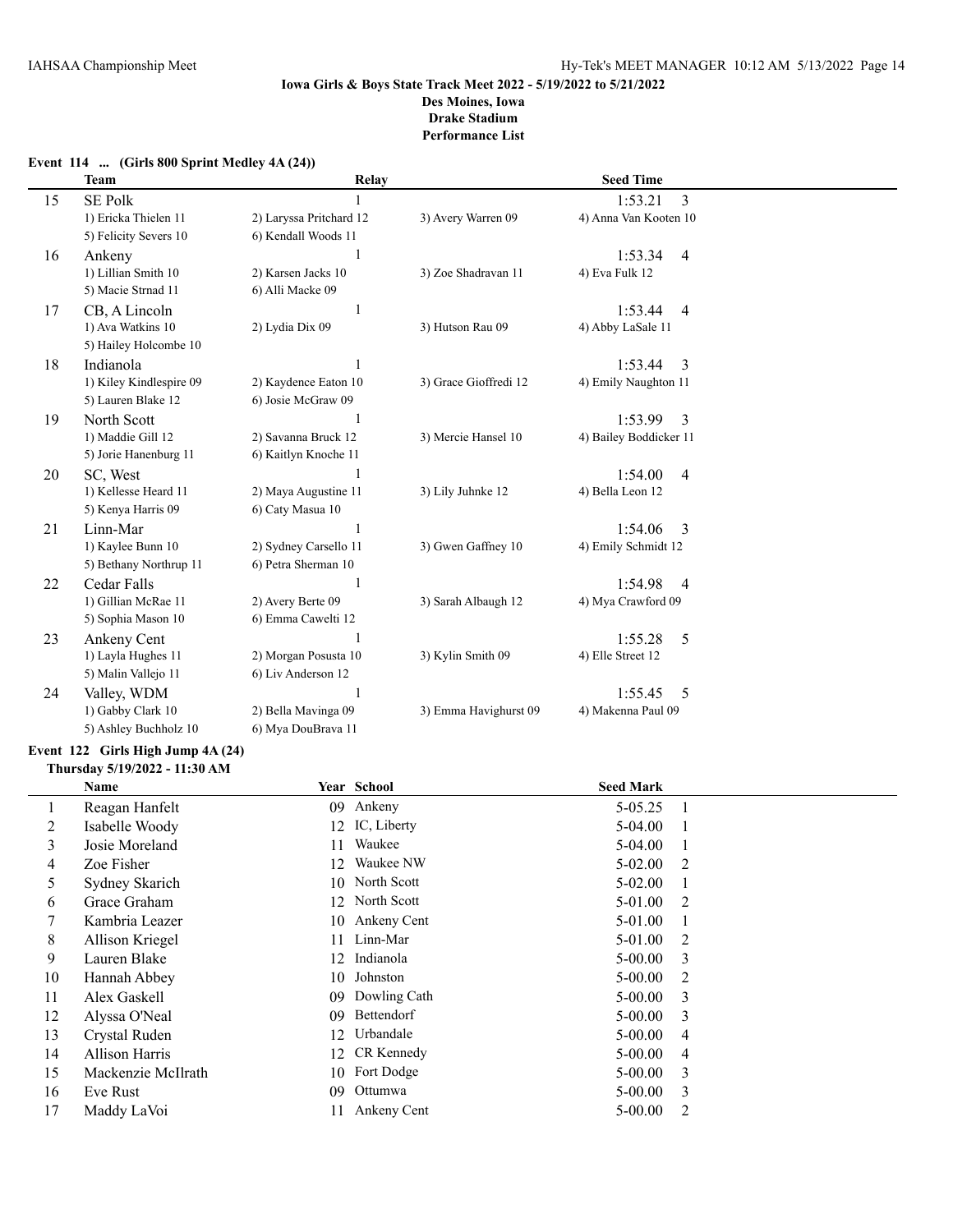**Iowa Girls & Boys State Track Meet 2022 - 5/19/2022 to 5/21/2022**
**Des Moines, Iowa**
**Drake Stadium**
**Performance List**

### Event 114 ... (Girls 800 Sprint Medley 4A (24))

| | Team | Relay | | Seed Time |
|---|---|---|---|---|
| 15 | SE Polk | 1 | | 1:53.21 3 |
| | 1) Ericka Thielen 11 | 2) Laryssa Pritchard 12 | 3) Avery Warren 09 | 4) Anna Van Kooten 10 |
| | 5) Felicity Severs 10 | 6) Kendall Woods 11 | | |
| 16 | Ankeny | 1 | | 1:53.34 4 |
| | 1) Lillian Smith 10 | 2) Karsen Jacks 10 | 3) Zoe Shadravan 11 | 4) Eva Fulk 12 |
| | 5) Macie Strnad 11 | 6) Alli Macke 09 | | |
| 17 | CB, A Lincoln | 1 | | 1:53.44 4 |
| | 1) Ava Watkins 10 | 2) Lydia Dix 09 | 3) Hutson Rau 09 | 4) Abby LaSale 11 |
| | 5) Hailey Holcombe 10 | | | |
| 18 | Indianola | 1 | | 1:53.44 3 |
| | 1) Kiley Kindlespire 09 | 2) Kaydence Eaton 10 | 3) Grace Gioffredi 12 | 4) Emily Naughton 11 |
| | 5) Lauren Blake 12 | 6) Josie McGraw 09 | | |
| 19 | North Scott | 1 | | 1:53.99 3 |
| | 1) Maddie Gill 12 | 2) Savanna Bruck 12 | 3) Mercie Hansel 10 | 4) Bailey Boddicker 11 |
| | 5) Jorie Hanenburg 11 | 6) Kaitlyn Knoche 11 | | |
| 20 | SC, West | 1 | | 1:54.00 4 |
| | 1) Kellesse Heard 11 | 2) Maya Augustine 11 | 3) Lily Juhnke 12 | 4) Bella Leon 12 |
| | 5) Kenya Harris 09 | 6) Caty Masua 10 | | |
| 21 | Linn-Mar | 1 | | 1:54.06 3 |
| | 1) Kaylee Bunn 10 | 2) Sydney Carsello 11 | 3) Gwen Gaffney 10 | 4) Emily Schmidt 12 |
| | 5) Bethany Northrup 11 | 6) Petra Sherman 10 | | |
| 22 | Cedar Falls | 1 | | 1:54.98 4 |
| | 1) Gillian McRae 11 | 2) Avery Berte 09 | 3) Sarah Albaugh 12 | 4) Mya Crawford 09 |
| | 5) Sophia Mason 10 | 6) Emma Cawelti 12 | | |
| 23 | Ankeny Cent | 1 | | 1:55.28 5 |
| | 1) Layla Hughes 11 | 2) Morgan Posusta 10 | 3) Kylin Smith 09 | 4) Elle Street 12 |
| | 5) Malin Vallejo 11 | 6) Liv Anderson 12 | | |
| 24 | Valley, WDM | 1 | | 1:55.45 5 |
| | 1) Gabby Clark 10 | 2) Bella Mavinga 09 | 3) Emma Havighurst 09 | 4) Makenna Paul 09 |
| | 5) Ashley Buchholz 10 | 6) Mya DouBrava 11 | | |

### Event 122 Girls High Jump 4A (24)
**Thursday 5/19/2022 - 11:30 AM**

| | Name | Year | School | Seed Mark | |
|---|---|---|---|---|---|
| 1 | Reagan Hanfelt | 09 | Ankeny | 5-05.25 | 1 |
| 2 | Isabelle Woody | 12 | IC, Liberty | 5-04.00 | 1 |
| 3 | Josie Moreland | 11 | Waukee | 5-04.00 | 1 |
| 4 | Zoe Fisher | 12 | Waukee NW | 5-02.00 | 2 |
| 5 | Sydney Skarich | 10 | North Scott | 5-02.00 | 1 |
| 6 | Grace Graham | 12 | North Scott | 5-01.00 | 2 |
| 7 | Kambria Leazer | 10 | Ankeny Cent | 5-01.00 | 1 |
| 8 | Allison Kriegel | 11 | Linn-Mar | 5-01.00 | 2 |
| 9 | Lauren Blake | 12 | Indianola | 5-00.00 | 3 |
| 10 | Hannah Abbey | 10 | Johnston | 5-00.00 | 2 |
| 11 | Alex Gaskell | 09 | Dowling Cath | 5-00.00 | 3 |
| 12 | Alyssa O'Neal | 09 | Bettendorf | 5-00.00 | 3 |
| 13 | Crystal Ruden | 12 | Urbandale | 5-00.00 | 4 |
| 14 | Allison Harris | 12 | CR Kennedy | 5-00.00 | 4 |
| 15 | Mackenzie McIlrath | 10 | Fort Dodge | 5-00.00 | 3 |
| 16 | Eve Rust | 09 | Ottumwa | 5-00.00 | 3 |
| 17 | Maddy LaVoi | 11 | Ankeny Cent | 5-00.00 | 2 |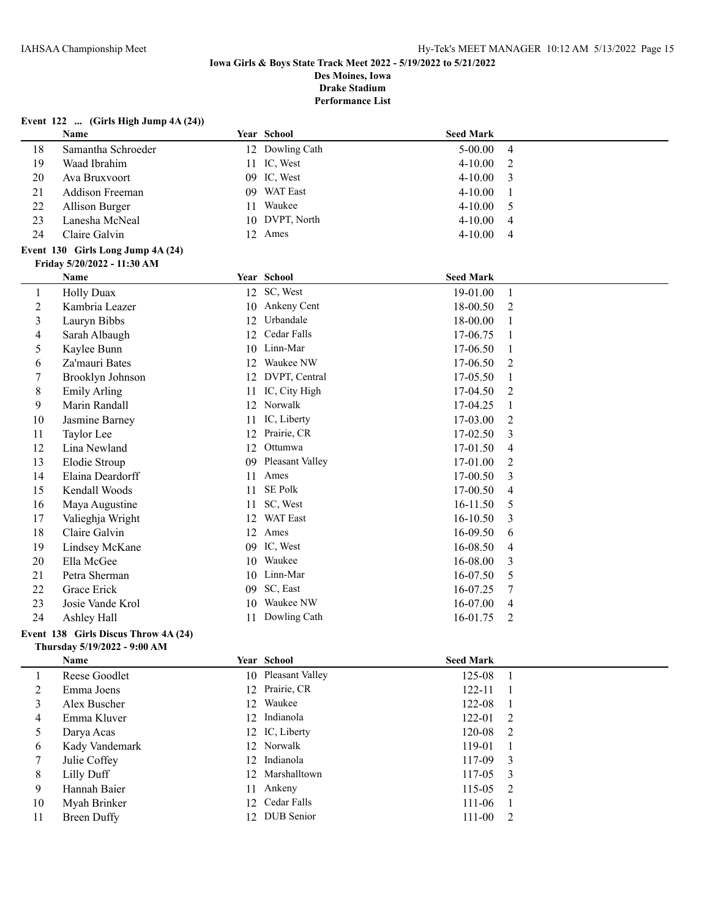**Iowa Girls & Boys State Track Meet 2022 - 5/19/2022 to 5/21/2022**
**Des Moines, Iowa**
**Drake Stadium**
**Performance List**

### Event 122 ... (Girls High Jump 4A (24))

| | Name | Year | School | Seed Mark | |
|---|---|---|---|---|---|
| 18 | Samantha Schroeder | 12 | Dowling Cath | 5-00.00 | 4 |
| 19 | Waad Ibrahim | 11 | IC, West | 4-10.00 | 2 |
| 20 | Ava Bruxvoort | 09 | IC, West | 4-10.00 | 3 |
| 21 | Addison Freeman | 09 | WAT East | 4-10.00 | 1 |
| 22 | Allison Burger | 11 | Waukee | 4-10.00 | 5 |
| 23 | Lanesha McNeal | 10 | DVPT, North | 4-10.00 | 4 |
| 24 | Claire Galvin | 12 | Ames | 4-10.00 | 4 |

### Event 130 Girls Long Jump 4A (24)

**Friday 5/20/2022 - 11:30 AM**

| | Name | Year | School | Seed Mark | |
|---|---|---|---|---|---|
| 1 | Holly Duax | 12 | SC, West | 19-01.00 | 1 |
| 2 | Kambria Leazer | 10 | Ankeny Cent | 18-00.50 | 2 |
| 3 | Lauryn Bibbs | 12 | Urbandale | 18-00.00 | 1 |
| 4 | Sarah Albaugh | 12 | Cedar Falls | 17-06.75 | 1 |
| 5 | Kaylee Bunn | 10 | Linn-Mar | 17-06.50 | 1 |
| 6 | Za'mauri Bates | 12 | Waukee NW | 17-06.50 | 2 |
| 7 | Brooklyn Johnson | 12 | DVPT, Central | 17-05.50 | 1 |
| 8 | Emily Arling | 11 | IC, City High | 17-04.50 | 2 |
| 9 | Marin Randall | 12 | Norwalk | 17-04.25 | 1 |
| 10 | Jasmine Barney | 11 | IC, Liberty | 17-03.00 | 2 |
| 11 | Taylor Lee | 12 | Prairie, CR | 17-02.50 | 3 |
| 12 | Lina Newland | 12 | Ottumwa | 17-01.50 | 4 |
| 13 | Elodie Stroup | 09 | Pleasant Valley | 17-01.00 | 2 |
| 14 | Elaina Deardorff | 11 | Ames | 17-00.50 | 3 |
| 15 | Kendall Woods | 11 | SE Polk | 17-00.50 | 4 |
| 16 | Maya Augustine | 11 | SC, West | 16-11.50 | 5 |
| 17 | Valieghja Wright | 12 | WAT East | 16-10.50 | 3 |
| 18 | Claire Galvin | 12 | Ames | 16-09.50 | 6 |
| 19 | Lindsey McKane | 09 | IC, West | 16-08.50 | 4 |
| 20 | Ella McGee | 10 | Waukee | 16-08.00 | 3 |
| 21 | Petra Sherman | 10 | Linn-Mar | 16-07.50 | 5 |
| 22 | Grace Erick | 09 | SC, East | 16-07.25 | 7 |
| 23 | Josie Vande Krol | 10 | Waukee NW | 16-07.00 | 4 |
| 24 | Ashley Hall | 11 | Dowling Cath | 16-01.75 | 2 |

### Event 138 Girls Discus Throw 4A (24)

**Thursday 5/19/2022 - 9:00 AM**

| | Name | Year | School | Seed Mark | |
|---|---|---|---|---|---|
| 1 | Reese Goodlet | 10 | Pleasant Valley | 125-08 | 1 |
| 2 | Emma Joens | 12 | Prairie, CR | 122-11 | 1 |
| 3 | Alex Buscher | 12 | Waukee | 122-08 | 1 |
| 4 | Emma Kluver | 12 | Indianola | 122-01 | 2 |
| 5 | Darya Acas | 12 | IC, Liberty | 120-08 | 2 |
| 6 | Kady Vandemark | 12 | Norwalk | 119-01 | 1 |
| 7 | Julie Coffey | 12 | Indianola | 117-09 | 3 |
| 8 | Lilly Duff | 12 | Marshalltown | 117-05 | 3 |
| 9 | Hannah Baier | 11 | Ankeny | 115-05 | 2 |
| 10 | Myah Brinker | 12 | Cedar Falls | 111-06 | 1 |
| 11 | Breen Duffy | 12 | DUB Senior | 111-00 | 2 |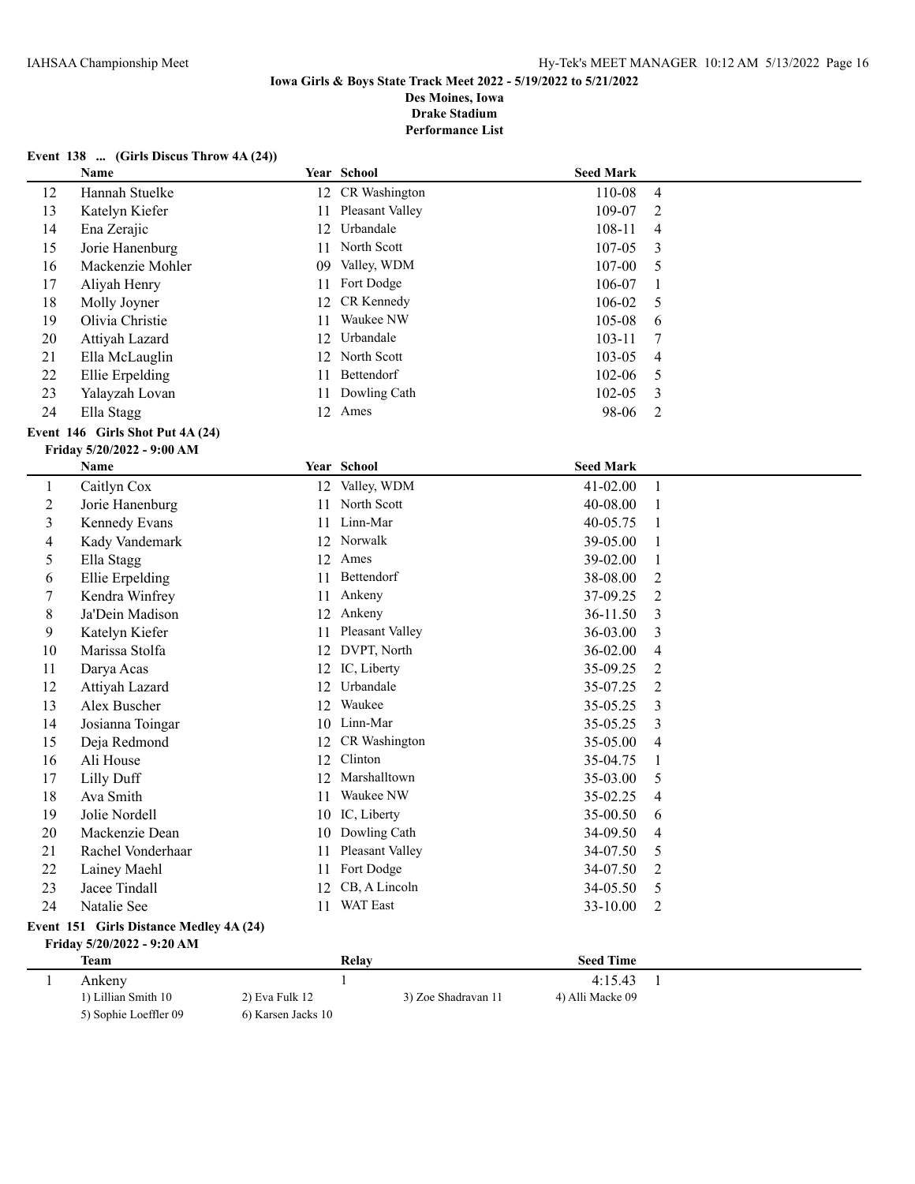### Event 138 ... (Girls Discus Throw 4A (24))

| | Name | Year | School | Seed Mark | |
|---|---|---|---|---|---|
| 12 | Hannah Stuelke | 12 | CR Washington | 110-08 | 4 |
| 13 | Katelyn Kiefer | 11 | Pleasant Valley | 109-07 | 2 |
| 14 | Ena Zerajic | 12 | Urbandale | 108-11 | 4 |
| 15 | Jorie Hanenburg | 11 | North Scott | 107-05 | 3 |
| 16 | Mackenzie Mohler | 09 | Valley, WDM | 107-00 | 5 |
| 17 | Aliyah Henry | 11 | Fort Dodge | 106-07 | 1 |
| 18 | Molly Joyner | 12 | CR Kennedy | 106-02 | 5 |
| 19 | Olivia Christie | 11 | Waukee NW | 105-08 | 6 |
| 20 | Attiyah Lazard | 12 | Urbandale | 103-11 | 7 |
| 21 | Ella McLauglin | 12 | North Scott | 103-05 | 4 |
| 22 | Ellie Erpelding | 11 | Bettendorf | 102-06 | 5 |
| 23 | Yalayzah Lovan | 11 | Dowling Cath | 102-05 | 3 |
| 24 | Ella Stagg | 12 | Ames | 98-06 | 2 |

### Event 146 Girls Shot Put 4A (24)

**Friday 5/20/2022 - 9:00 AM**

| | Name | Year | School | Seed Mark | |
|---|---|---|---|---|---|
| 1 | Caitlyn Cox | 12 | Valley, WDM | 41-02.00 | 1 |
| 2 | Jorie Hanenburg | 11 | North Scott | 40-08.00 | 1 |
| 3 | Kennedy Evans | 11 | Linn-Mar | 40-05.75 | 1 |
| 4 | Kady Vandemark | 12 | Norwalk | 39-05.00 | 1 |
| 5 | Ella Stagg | 12 | Ames | 39-02.00 | 1 |
| 6 | Ellie Erpelding | 11 | Bettendorf | 38-08.00 | 2 |
| 7 | Kendra Winfrey | 11 | Ankeny | 37-09.25 | 2 |
| 8 | Ja'Dein Madison | 12 | Ankeny | 36-11.50 | 3 |
| 9 | Katelyn Kiefer | 11 | Pleasant Valley | 36-03.00 | 3 |
| 10 | Marissa Stolfa | 12 | DVPT, North | 36-02.00 | 4 |
| 11 | Darya Acas | 12 | IC, Liberty | 35-09.25 | 2 |
| 12 | Attiyah Lazard | 12 | Urbandale | 35-07.25 | 2 |
| 13 | Alex Buscher | 12 | Waukee | 35-05.25 | 3 |
| 14 | Josianna Toingar | 10 | Linn-Mar | 35-05.25 | 3 |
| 15 | Deja Redmond | 12 | CR Washington | 35-05.00 | 4 |
| 16 | Ali House | 12 | Clinton | 35-04.75 | 1 |
| 17 | Lilly Duff | 12 | Marshalltown | 35-03.00 | 5 |
| 18 | Ava Smith | 11 | Waukee NW | 35-02.25 | 4 |
| 19 | Jolie Nordell | 10 | IC, Liberty | 35-00.50 | 6 |
| 20 | Mackenzie Dean | 10 | Dowling Cath | 34-09.50 | 4 |
| 21 | Rachel Vonderhaar | 11 | Pleasant Valley | 34-07.50 | 5 |
| 22 | Lainey Maehl | 11 | Fort Dodge | 34-07.50 | 2 |
| 23 | Jacee Tindall | 12 | CB, A Lincoln | 34-05.50 | 5 |
| 24 | Natalie See | 11 | WAT East | 33-10.00 | 2 |

### Event 151 Girls Distance Medley 4A (24)

**Friday 5/20/2022 - 9:20 AM**

| | Team | Relay | Seed Time | |
|---|---|---|---|---|
| 1 | Ankeny | 1 | 4:15.43 | 1 |

1) Lillian Smith 10 2) Eva Fulk 12 3) Zoe Shadravan 11 4) Alli Macke 09
5) Sophie Loeffler 09 6) Karsen Jacks 10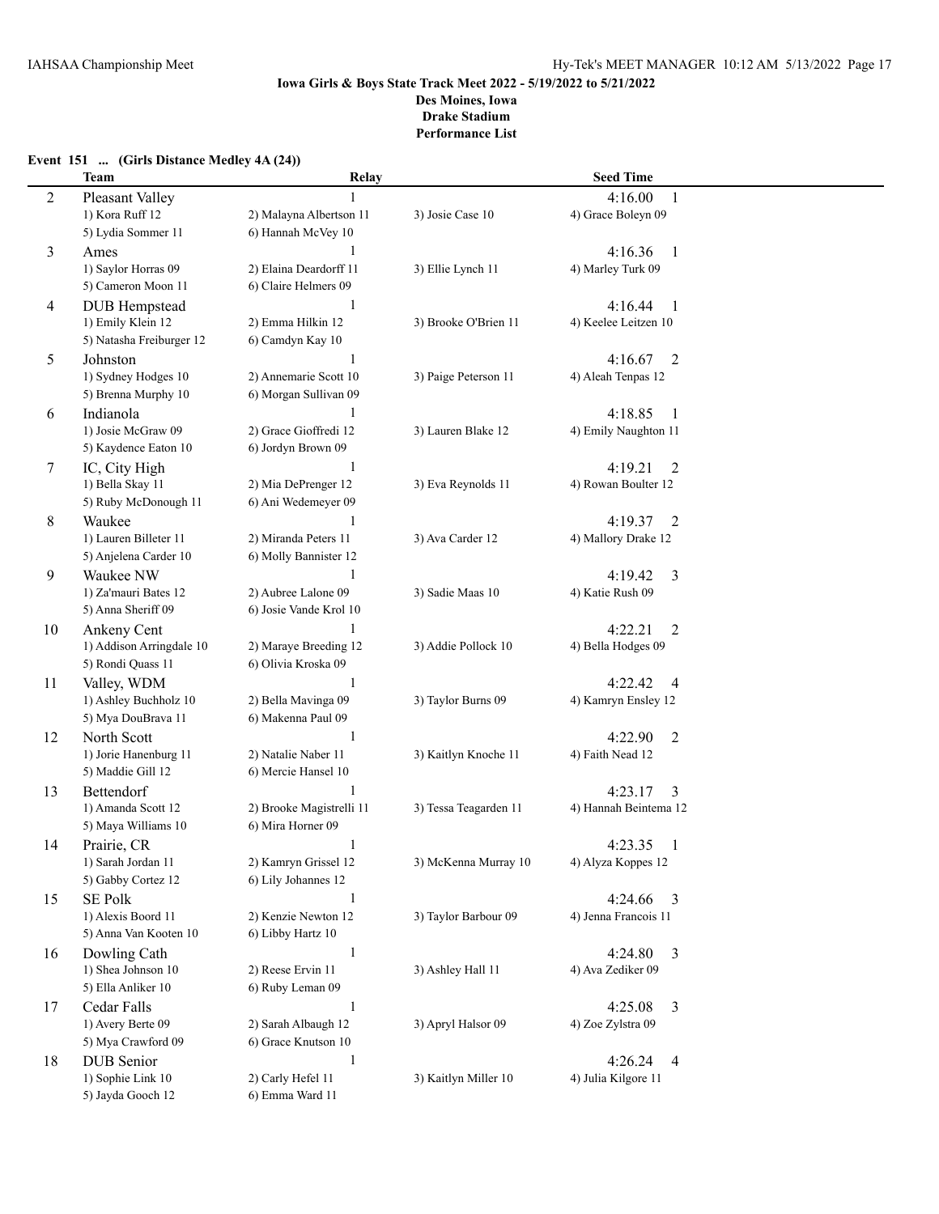**Iowa Girls & Boys State Track Meet 2022 - 5/19/2022 to 5/21/2022**
**Des Moines, Iowa**
**Drake Stadium**
**Performance List**

**Event 151 ... (Girls Distance Medley 4A (24))**

| | Team | Relay | | Seed Time |
|---|---|---|---|---|
| 2 | Pleasant Valley | 1 | | 4:16.00 1 |
| | 1) Kora Ruff 12 | 2) Malayna Albertson 11 | 3) Josie Case 10 | 4) Grace Boleyn 09 |
| | 5) Lydia Sommer 11 | 6) Hannah McVey 10 | | |
| 3 | Ames | 1 | | 4:16.36 1 |
| | 1) Saylor Horras 09 | 2) Elaina Deardorff 11 | 3) Ellie Lynch 11 | 4) Marley Turk 09 |
| | 5) Cameron Moon 11 | 6) Claire Helmers 09 | | |
| 4 | DUB Hempstead | 1 | | 4:16.44 1 |
| | 1) Emily Klein 12 | 2) Emma Hilkin 12 | 3) Brooke O'Brien 11 | 4) Keelee Leitzen 10 |
| | 5) Natasha Freiburger 12 | 6) Camdyn Kay 10 | | |
| 5 | Johnston | 1 | | 4:16.67 2 |
| | 1) Sydney Hodges 10 | 2) Annemarie Scott 10 | 3) Paige Peterson 11 | 4) Aleah Tenpas 12 |
| | 5) Brenna Murphy 10 | 6) Morgan Sullivan 09 | | |
| 6 | Indianola | 1 | | 4:18.85 1 |
| | 1) Josie McGraw 09 | 2) Grace Gioffredi 12 | 3) Lauren Blake 12 | 4) Emily Naughton 11 |
| | 5) Kaydence Eaton 10 | 6) Jordyn Brown 09 | | |
| 7 | IC, City High | 1 | | 4:19.21 2 |
| | 1) Bella Skay 11 | 2) Mia DePrenger 12 | 3) Eva Reynolds 11 | 4) Rowan Boulter 12 |
| | 5) Ruby McDonough 11 | 6) Ani Wedemeyer 09 | | |
| 8 | Waukee | 1 | | 4:19.37 2 |
| | 1) Lauren Billeter 11 | 2) Miranda Peters 11 | 3) Ava Carder 12 | 4) Mallory Drake 12 |
| | 5) Anjelena Carder 10 | 6) Molly Bannister 12 | | |
| 9 | Waukee NW | 1 | | 4:19.42 3 |
| | 1) Za'mauri Bates 12 | 2) Aubree Lalone 09 | 3) Sadie Maas 10 | 4) Katie Rush 09 |
| | 5) Anna Sheriff 09 | 6) Josie Vande Krol 10 | | |
| 10 | Ankeny Cent | 1 | | 4:22.21 2 |
| | 1) Addison Arringdale 10 | 2) Maraye Breeding 12 | 3) Addie Pollock 10 | 4) Bella Hodges 09 |
| | 5) Rondi Quass 11 | 6) Olivia Kroska 09 | | |
| 11 | Valley, WDM | 1 | | 4:22.42 4 |
| | 1) Ashley Buchholz 10 | 2) Bella Mavinga 09 | 3) Taylor Burns 09 | 4) Kamryn Ensley 12 |
| | 5) Mya DouBrava 11 | 6) Makenna Paul 09 | | |
| 12 | North Scott | 1 | | 4:22.90 2 |
| | 1) Jorie Hanenburg 11 | 2) Natalie Naber 11 | 3) Kaitlyn Knoche 11 | 4) Faith Nead 12 |
| | 5) Maddie Gill 12 | 6) Mercie Hansel 10 | | |
| 13 | Bettendorf | 1 | | 4:23.17 3 |
| | 1) Amanda Scott 12 | 2) Brooke Magistrelli 11 | 3) Tessa Teagarden 11 | 4) Hannah Beintema 12 |
| | 5) Maya Williams 10 | 6) Mira Horner 09 | | |
| 14 | Prairie, CR | 1 | | 4:23.35 1 |
| | 1) Sarah Jordan 11 | 2) Kamryn Grissel 12 | 3) McKenna Murray 10 | 4) Alyza Koppes 12 |
| | 5) Gabby Cortez 12 | 6) Lily Johannes 12 | | |
| 15 | SE Polk | 1 | | 4:24.66 3 |
| | 1) Alexis Boord 11 | 2) Kenzie Newton 12 | 3) Taylor Barbour 09 | 4) Jenna Francois 11 |
| | 5) Anna Van Kooten 10 | 6) Libby Hartz 10 | | |
| 16 | Dowling Cath | 1 | | 4:24.80 3 |
| | 1) Shea Johnson 10 | 2) Reese Ervin 11 | 3) Ashley Hall 11 | 4) Ava Zediker 09 |
| | 5) Ella Anliker 10 | 6) Ruby Leman 09 | | |
| 17 | Cedar Falls | 1 | | 4:25.08 3 |
| | 1) Avery Berte 09 | 2) Sarah Albaugh 12 | 3) Apryl Halsor 09 | 4) Zoe Zylstra 09 |
| | 5) Mya Crawford 09 | 6) Grace Knutson 10 | | |
| 18 | DUB Senior | 1 | | 4:26.24 4 |
| | 1) Sophie Link 10 | 2) Carly Hefel 11 | 3) Kaitlyn Miller 10 | 4) Julia Kilgore 11 |
| | 5) Jayda Gooch 12 | 6) Emma Ward 11 | | |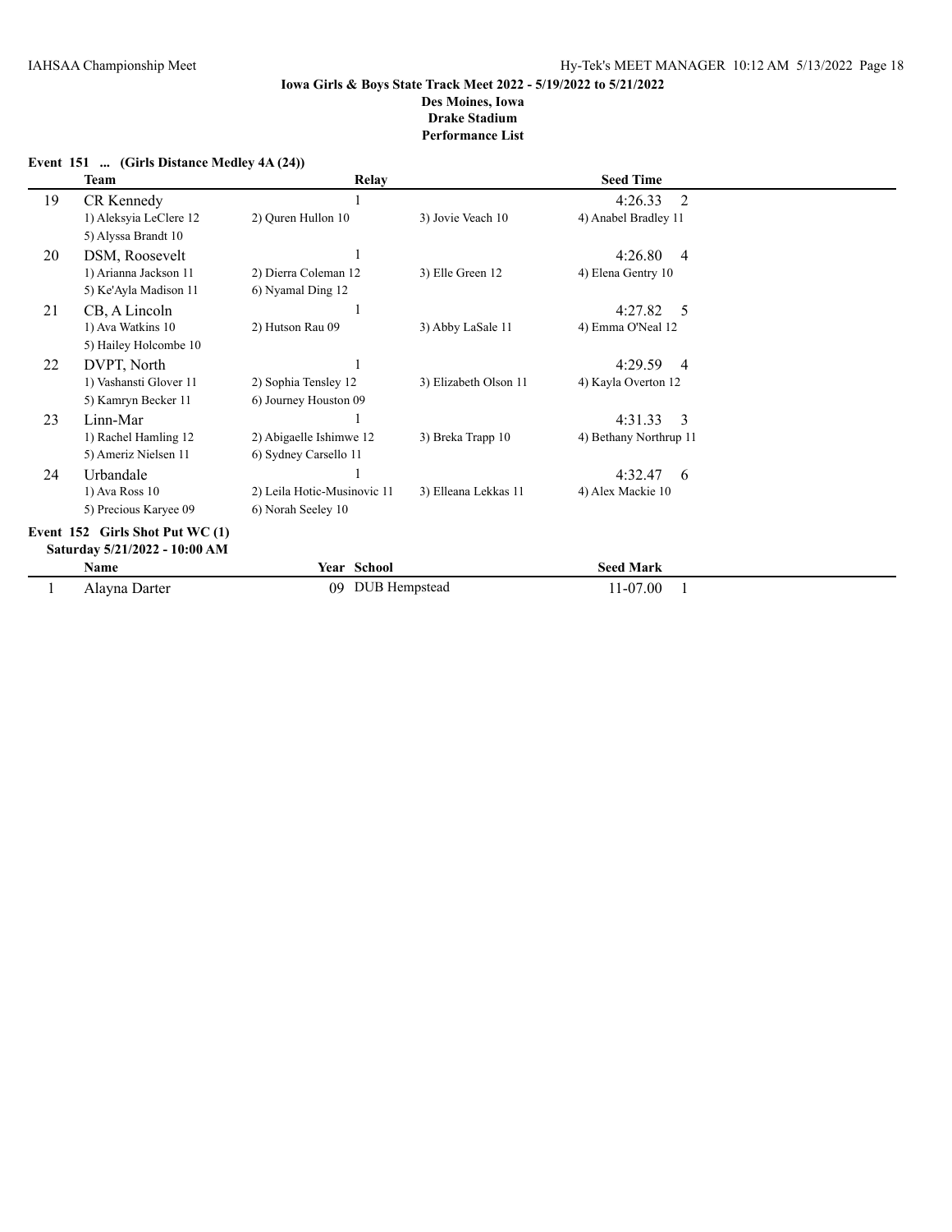## Event 151 ... (Girls Distance Medley 4A (24))

| | Team | Relay | | Seed Time | |
|---|---|---|---|---|---|
| 19 | CR Kennedy | 1 | | 4:26.33 | 2 |
| | 1) Aleksyia LeClere 12 | 2) Quren Hullon 10 | 3) Jovie Veach 10 | 4) Anabel Bradley 11 | |
| | 5) Alyssa Brandt 10 | | | | |
| 20 | DSM, Roosevelt | 1 | | 4:26.80 | 4 |
| | 1) Arianna Jackson 11 | 2) Dierra Coleman 12 | 3) Elle Green 12 | 4) Elena Gentry 10 | |
| | 5) Ke'Ayla Madison 11 | 6) Nyamal Ding 12 | | | |
| 21 | CB, A Lincoln | 1 | | 4:27.82 | 5 |
| | 1) Ava Watkins 10 | 2) Hutson Rau 09 | 3) Abby LaSale 11 | 4) Emma O'Neal 12 | |
| | 5) Hailey Holcombe 10 | | | | |
| 22 | DVPT, North | 1 | | 4:29.59 | 4 |
| | 1) Vashansti Glover 11 | 2) Sophia Tensley 12 | 3) Elizabeth Olson 11 | 4) Kayla Overton 12 | |
| | 5) Kamryn Becker 11 | 6) Journey Houston 09 | | | |
| 23 | Linn-Mar | 1 | | 4:31.33 | 3 |
| | 1) Rachel Hamling 12 | 2) Abigaelle Ishimwe 12 | 3) Breka Trapp 10 | 4) Bethany Northrup 11 | |
| | 5) Ameriz Nielsen 11 | 6) Sydney Carsello 11 | | | |
| 24 | Urbandale | 1 | | 4:32.47 | 6 |
| | 1) Ava Ross 10 | 2) Leila Hotic-Musinovic 11 | 3) Elleana Lekkas 11 | 4) Alex Mackie 10 | |
| | 5) Precious Karyee 09 | 6) Norah Seeley 10 | | | |

## Event 152 Girls Shot Put WC (1)

**Saturday 5/21/2022 - 10:00 AM**

| | Name | Year | School | Seed Mark | |
|---|---|---|---|---|---|
| 1 | Alayna Darter | 09 | DUB Hempstead | 11-07.00 | 1 |